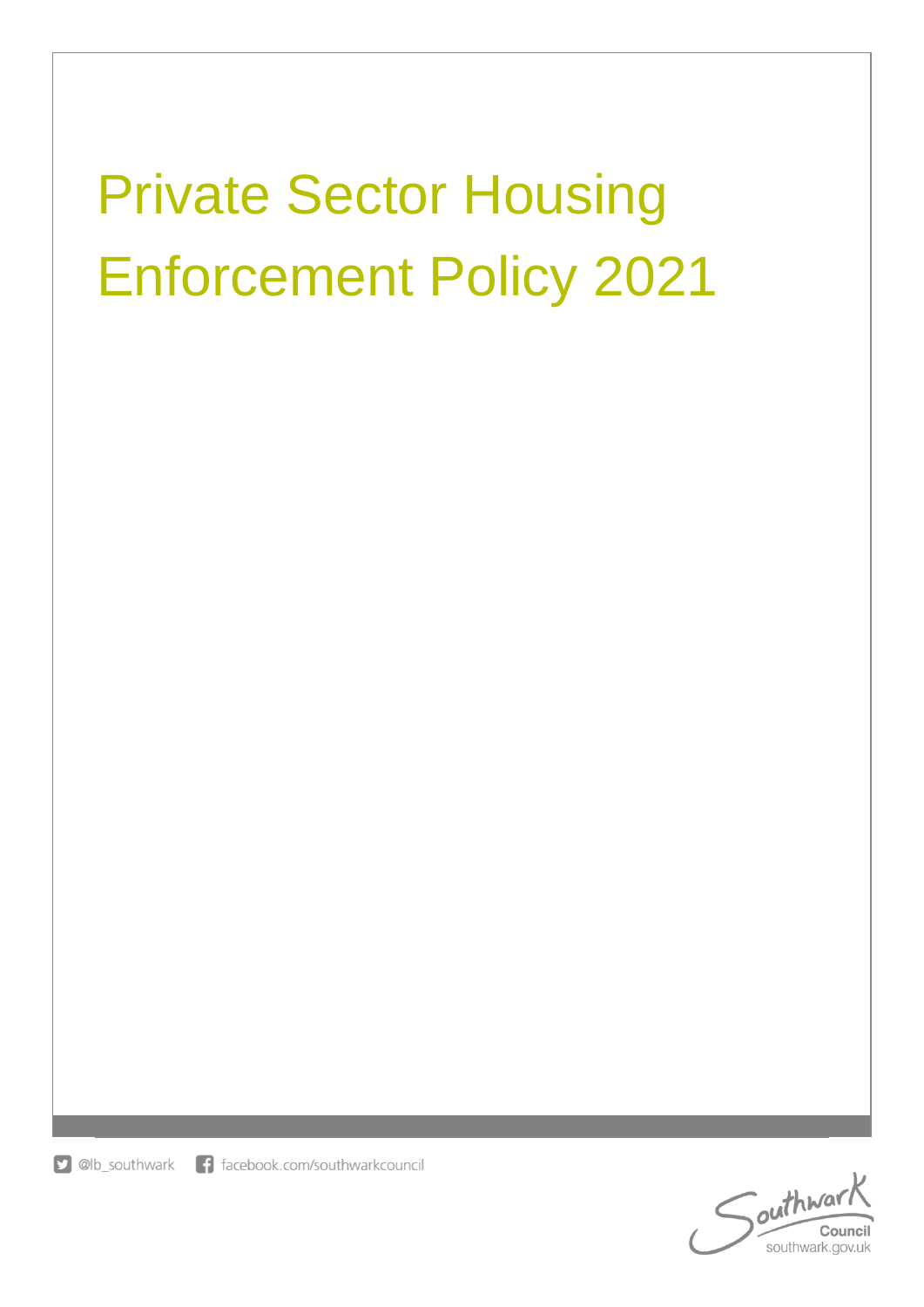# Private Sector Housing Enforcement Policy 2021

@lb_southwark facebook.com/southwarkcouncil

Southwark Council
southwark.gov.uk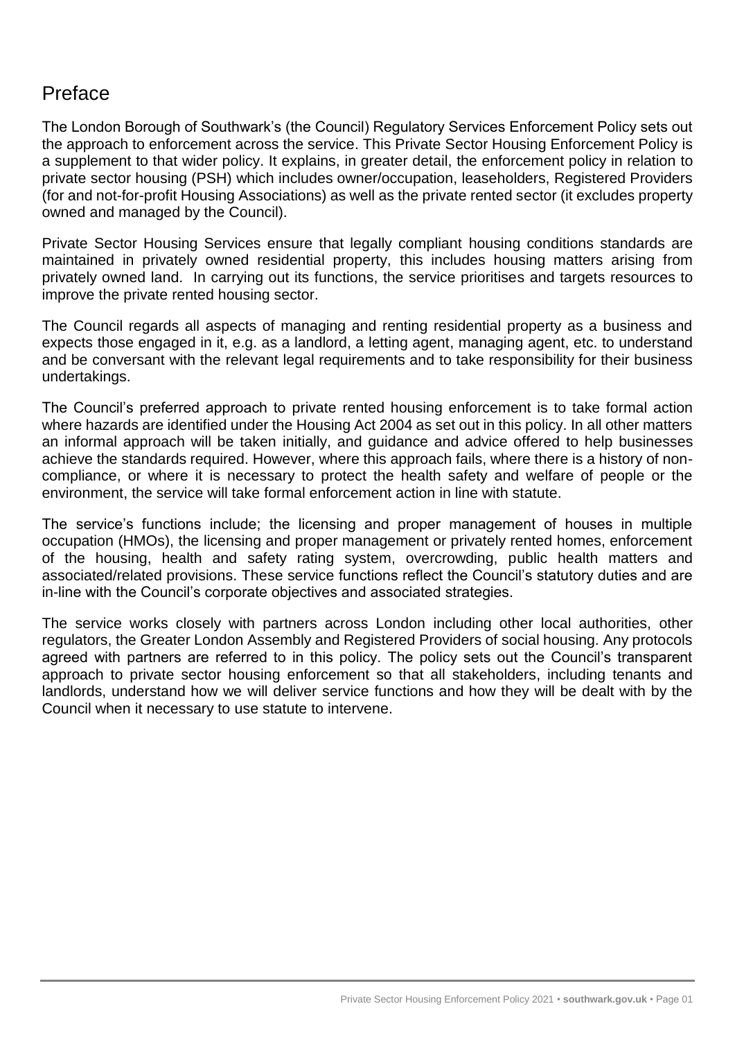# Preface

The London Borough of Southwark's (the Council) Regulatory Services Enforcement Policy sets out the approach to enforcement across the service. This Private Sector Housing Enforcement Policy is a supplement to that wider policy. It explains, in greater detail, the enforcement policy in relation to private sector housing (PSH) which includes owner/occupation, leaseholders, Registered Providers (for and not-for-profit Housing Associations) as well as the private rented sector (it excludes property owned and managed by the Council).

Private Sector Housing Services ensure that legally compliant housing conditions standards are maintained in privately owned residential property, this includes housing matters arising from privately owned land. In carrying out its functions, the service prioritises and targets resources to improve the private rented housing sector.

The Council regards all aspects of managing and renting residential property as a business and expects those engaged in it, e.g. as a landlord, a letting agent, managing agent, etc. to understand and be conversant with the relevant legal requirements and to take responsibility for their business undertakings.

The Council's preferred approach to private rented housing enforcement is to take formal action where hazards are identified under the Housing Act 2004 as set out in this policy. In all other matters an informal approach will be taken initially, and guidance and advice offered to help businesses achieve the standards required. However, where this approach fails, where there is a history of non-compliance, or where it is necessary to protect the health safety and welfare of people or the environment, the service will take formal enforcement action in line with statute.

The service's functions include; the licensing and proper management of houses in multiple occupation (HMOs), the licensing and proper management or privately rented homes, enforcement of the housing, health and safety rating system, overcrowding, public health matters and associated/related provisions. These service functions reflect the Council's statutory duties and are in-line with the Council's corporate objectives and associated strategies.

The service works closely with partners across London including other local authorities, other regulators, the Greater London Assembly and Registered Providers of social housing. Any protocols agreed with partners are referred to in this policy. The policy sets out the Council's transparent approach to private sector housing enforcement so that all stakeholders, including tenants and landlords, understand how we will deliver service functions and how they will be dealt with by the Council when it necessary to use statute to intervene.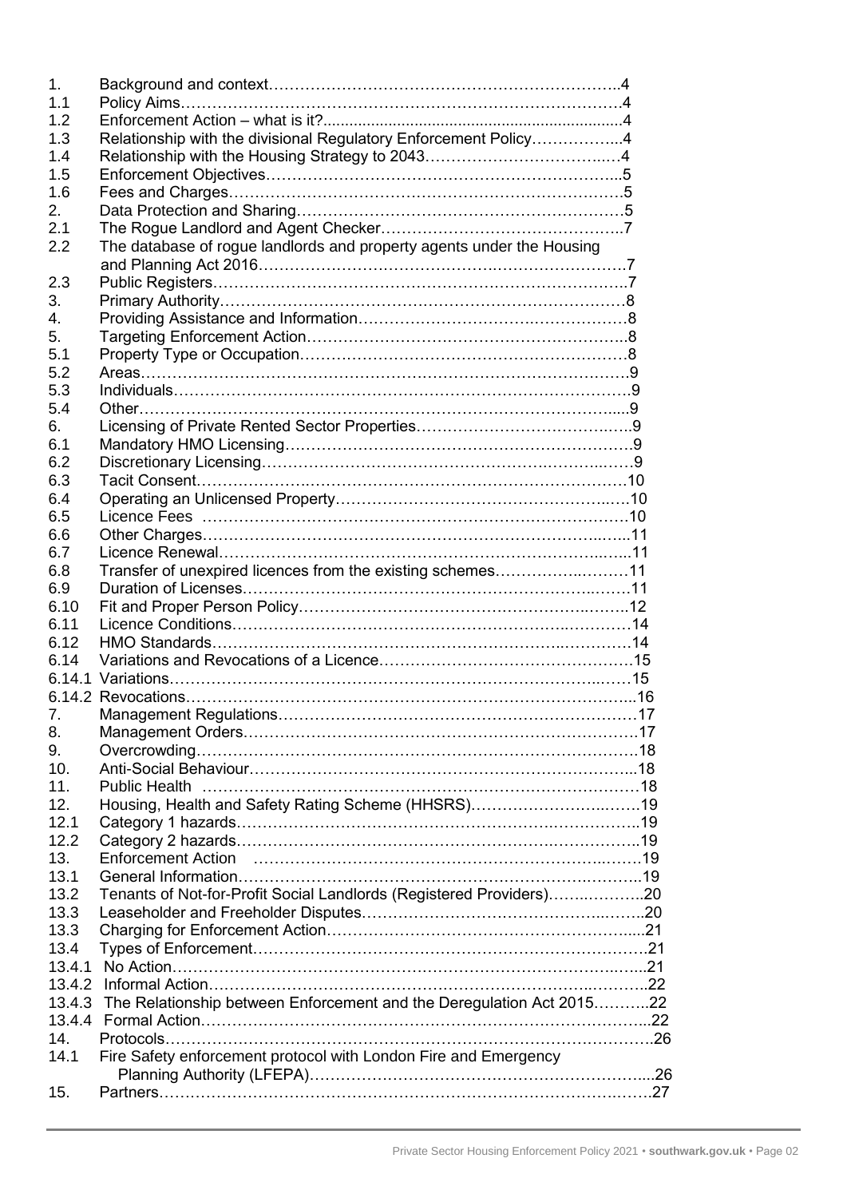| | | |
|---|---|---|
| 1. | Background and context | 4 |
| 1.1 | Policy Aims | 4 |
| 1.2 | Enforcement Action – what is it? | 4 |
| 1.3 | Relationship with the divisional Regulatory Enforcement Policy | 4 |
| 1.4 | Relationship with the Housing Strategy to 2043 | 4 |
| 1.5 | Enforcement Objectives | 5 |
| 1.6 | Fees and Charges | 5 |
| 2. | Data Protection and Sharing | 5 |
| 2.1 | The Rogue Landlord and Agent Checker | 7 |
| 2.2 | The database of rogue landlords and property agents under the Housing and Planning Act 2016 | 7 |
| 2.3 | Public Registers | 7 |
| 3. | Primary Authority | 8 |
| 4. | Providing Assistance and Information | 8 |
| 5. | Targeting Enforcement Action | 8 |
| 5.1 | Property Type or Occupation | 8 |
| 5.2 | Areas | 9 |
| 5.3 | Individuals | 9 |
| 5.4 | Other | 9 |
| 6. | Licensing of Private Rented Sector Properties | 9 |
| 6.1 | Mandatory HMO Licensing | 9 |
| 6.2 | Discretionary Licensing | 9 |
| 6.3 | Tacit Consent | 10 |
| 6.4 | Operating an Unlicensed Property | 10 |
| 6.5 | Licence Fees | 10 |
| 6.6 | Other Charges | 11 |
| 6.7 | Licence Renewal | 11 |
| 6.8 | Transfer of unexpired licences from the existing schemes | 11 |
| 6.9 | Duration of Licenses | 11 |
| 6.10 | Fit and Proper Person Policy | 12 |
| 6.11 | Licence Conditions | 14 |
| 6.12 | HMO Standards | 14 |
| 6.14 | Variations and Revocations of a Licence | 15 |
| 6.14.1 | Variations | 15 |
| 6.14.2 | Revocations | 16 |
| 7. | Management Regulations | 17 |
| 8. | Management Orders | 17 |
| 9. | Overcrowding | 18 |
| 10. | Anti-Social Behaviour | 18 |
| 11. | Public Health | 18 |
| 12. | Housing, Health and Safety Rating Scheme (HHSRS) | 19 |
| 12.1 | Category 1 hazards | 19 |
| 12.2 | Category 2 hazards | 19 |
| 13. | Enforcement Action | 19 |
| 13.1 | General Information | 19 |
| 13.2 | Tenants of Not-for-Profit Social Landlords (Registered Providers) | 20 |
| 13.3 | Leaseholder and Freeholder Disputes | 20 |
| 13.3 | Charging for Enforcement Action | 21 |
| 13.4 | Types of Enforcement | 21 |
| 13.4.1 | No Action | 21 |
| 13.4.2 | Informal Action | 22 |
| 13.4.3 | The Relationship between Enforcement and the Deregulation Act 2015 | 22 |
| 13.4.4 | Formal Action | 22 |
| 14. | Protocols | 26 |
| 14.1 | Fire Safety enforcement protocol with London Fire and Emergency Planning Authority (LFEPA) | 26 |
| 15. | Partners | 27 |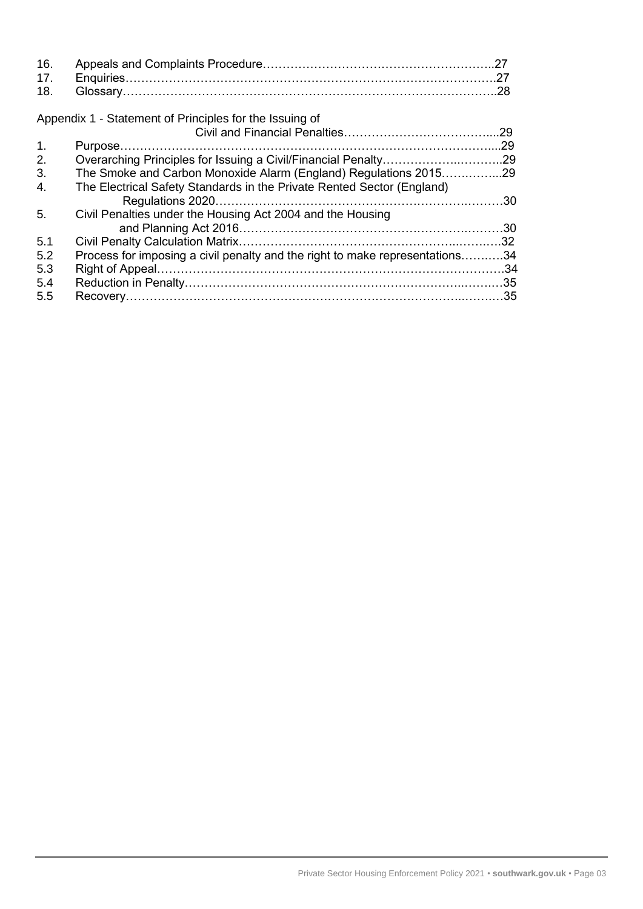16. Appeals and Complaints Procedure……………………………………………………..27
17. Enquiries……………………………………………………………………………….27
18. Glossary……………………………………………………………………………….28

Appendix 1 - Statement of Principles for the Issuing of Civil and Financial Penalties……………………………….....29

1. Purpose…………………………………………………………………………………...29
2. Overarching Principles for Issuing a Civil/Financial Penalty……………….………..29
3. The Smoke and Carbon Monoxide Alarm (England) Regulations 2015…….……...29
4. The Electrical Safety Standards in the Private Rented Sector (England) Regulations 2020………………………………………………………….………30
5. Civil Penalties under the Housing Act 2004 and the Housing and Planning Act 2016…………………………………………………….………30

5.1 Civil Penalty Calculation Matrix……………………………………………..……….32
5.2 Process for imposing a civil penalty and the right to make representations……….34
5.3 Right of Appeal……………………………………………………………………………34
5.4 Reduction in Penalty……………………………………………………………..……….35
5.5 Recovery…………………………………………………………………………..……….35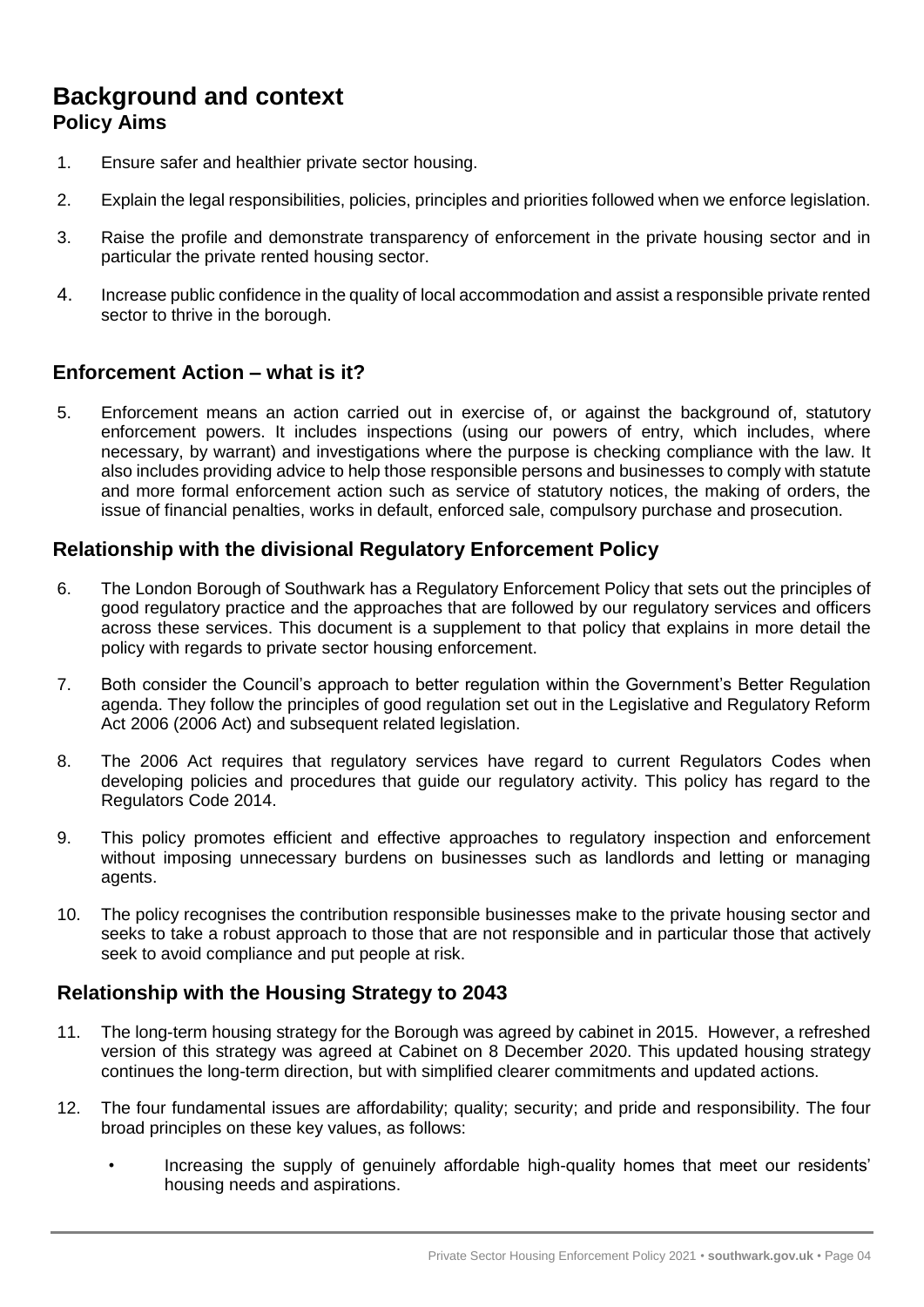# Background and context

## Policy Aims

1. Ensure safer and healthier private sector housing.
2. Explain the legal responsibilities, policies, principles and priorities followed when we enforce legislation.
3. Raise the profile and demonstrate transparency of enforcement in the private housing sector and in particular the private rented housing sector.
4. Increase public confidence in the quality of local accommodation and assist a responsible private rented sector to thrive in the borough.

## Enforcement Action – what is it?

5. Enforcement means an action carried out in exercise of, or against the background of, statutory enforcement powers. It includes inspections (using our powers of entry, which includes, where necessary, by warrant) and investigations where the purpose is checking compliance with the law. It also includes providing advice to help those responsible persons and businesses to comply with statute and more formal enforcement action such as service of statutory notices, the making of orders, the issue of financial penalties, works in default, enforced sale, compulsory purchase and prosecution.

## Relationship with the divisional Regulatory Enforcement Policy

6. The London Borough of Southwark has a Regulatory Enforcement Policy that sets out the principles of good regulatory practice and the approaches that are followed by our regulatory services and officers across these services. This document is a supplement to that policy that explains in more detail the policy with regards to private sector housing enforcement.
7. Both consider the Council's approach to better regulation within the Government's Better Regulation agenda. They follow the principles of good regulation set out in the Legislative and Regulatory Reform Act 2006 (2006 Act) and subsequent related legislation.
8. The 2006 Act requires that regulatory services have regard to current Regulators Codes when developing policies and procedures that guide our regulatory activity. This policy has regard to the Regulators Code 2014.
9. This policy promotes efficient and effective approaches to regulatory inspection and enforcement without imposing unnecessary burdens on businesses such as landlords and letting or managing agents.
10. The policy recognises the contribution responsible businesses make to the private housing sector and seeks to take a robust approach to those that are not responsible and in particular those that actively seek to avoid compliance and put people at risk.

## Relationship with the Housing Strategy to 2043

11. The long-term housing strategy for the Borough was agreed by cabinet in 2015. However, a refreshed version of this strategy was agreed at Cabinet on 8 December 2020. This updated housing strategy continues the long-term direction, but with simplified clearer commitments and updated actions.
12. The four fundamental issues are affordability; quality; security; and pride and responsibility. The four broad principles on these key values, as follows:
    - Increasing the supply of genuinely affordable high-quality homes that meet our residents' housing needs and aspirations.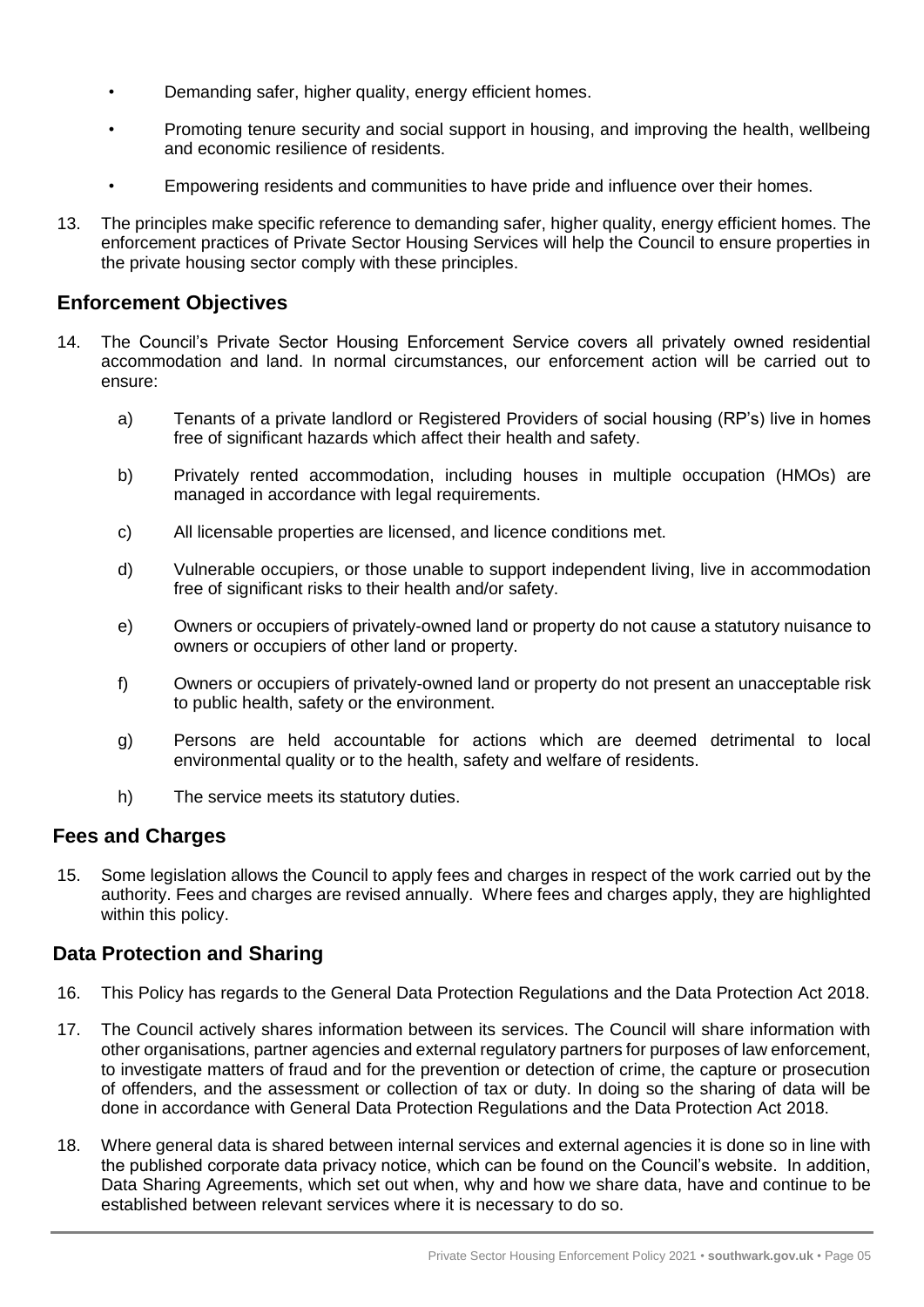- Demanding safer, higher quality, energy efficient homes.
- Promoting tenure security and social support in housing, and improving the health, wellbeing and economic resilience of residents.
- Empowering residents and communities to have pride and influence over their homes.

13. The principles make specific reference to demanding safer, higher quality, energy efficient homes. The enforcement practices of Private Sector Housing Services will help the Council to ensure properties in the private housing sector comply with these principles.

## Enforcement Objectives

14. The Council's Private Sector Housing Enforcement Service covers all privately owned residential accommodation and land. In normal circumstances, our enforcement action will be carried out to ensure:

    a) Tenants of a private landlord or Registered Providers of social housing (RP's) live in homes free of significant hazards which affect their health and safety.

    b) Privately rented accommodation, including houses in multiple occupation (HMOs) are managed in accordance with legal requirements.

    c) All licensable properties are licensed, and licence conditions met.

    d) Vulnerable occupiers, or those unable to support independent living, live in accommodation free of significant risks to their health and/or safety.

    e) Owners or occupiers of privately-owned land or property do not cause a statutory nuisance to owners or occupiers of other land or property.

    f) Owners or occupiers of privately-owned land or property do not present an unacceptable risk to public health, safety or the environment.

    g) Persons are held accountable for actions which are deemed detrimental to local environmental quality or to the health, safety and welfare of residents.

    h) The service meets its statutory duties.

## Fees and Charges

15. Some legislation allows the Council to apply fees and charges in respect of the work carried out by the authority. Fees and charges are revised annually. Where fees and charges apply, they are highlighted within this policy.

## Data Protection and Sharing

16. This Policy has regards to the General Data Protection Regulations and the Data Protection Act 2018.

17. The Council actively shares information between its services. The Council will share information with other organisations, partner agencies and external regulatory partners for purposes of law enforcement, to investigate matters of fraud and for the prevention or detection of crime, the capture or prosecution of offenders, and the assessment or collection of tax or duty. In doing so the sharing of data will be done in accordance with General Data Protection Regulations and the Data Protection Act 2018.

18. Where general data is shared between internal services and external agencies it is done so in line with the published corporate data privacy notice, which can be found on the Council's website. In addition, Data Sharing Agreements, which set out when, why and how we share data, have and continue to be established between relevant services where it is necessary to do so.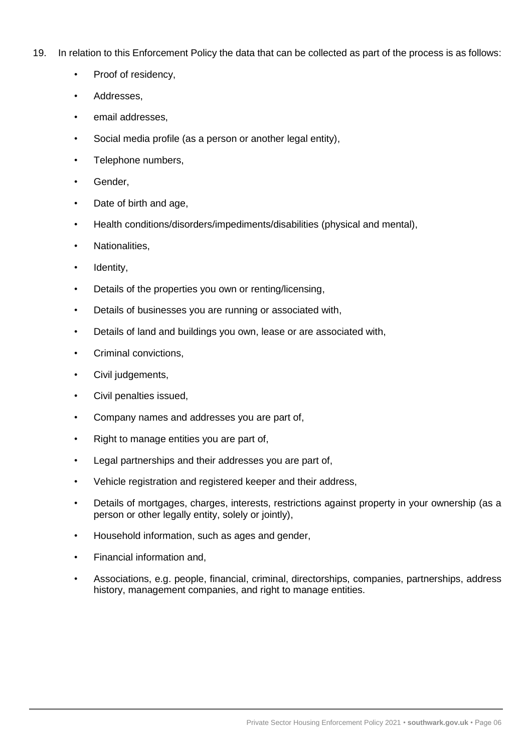19. In relation to this Enforcement Policy the data that can be collected as part of the process is as follows:

    - Proof of residency,
    - Addresses,
    - email addresses,
    - Social media profile (as a person or another legal entity),
    - Telephone numbers,
    - Gender,
    - Date of birth and age,
    - Health conditions/disorders/impediments/disabilities (physical and mental),
    - Nationalities,
    - Identity,
    - Details of the properties you own or renting/licensing,
    - Details of businesses you are running or associated with,
    - Details of land and buildings you own, lease or are associated with,
    - Criminal convictions,
    - Civil judgements,
    - Civil penalties issued,
    - Company names and addresses you are part of,
    - Right to manage entities you are part of,
    - Legal partnerships and their addresses you are part of,
    - Vehicle registration and registered keeper and their address,
    - Details of mortgages, charges, interests, restrictions against property in your ownership (as a person or other legally entity, solely or jointly),
    - Household information, such as ages and gender,
    - Financial information and,
    - Associations, e.g. people, financial, criminal, directorships, companies, partnerships, address history, management companies, and right to manage entities.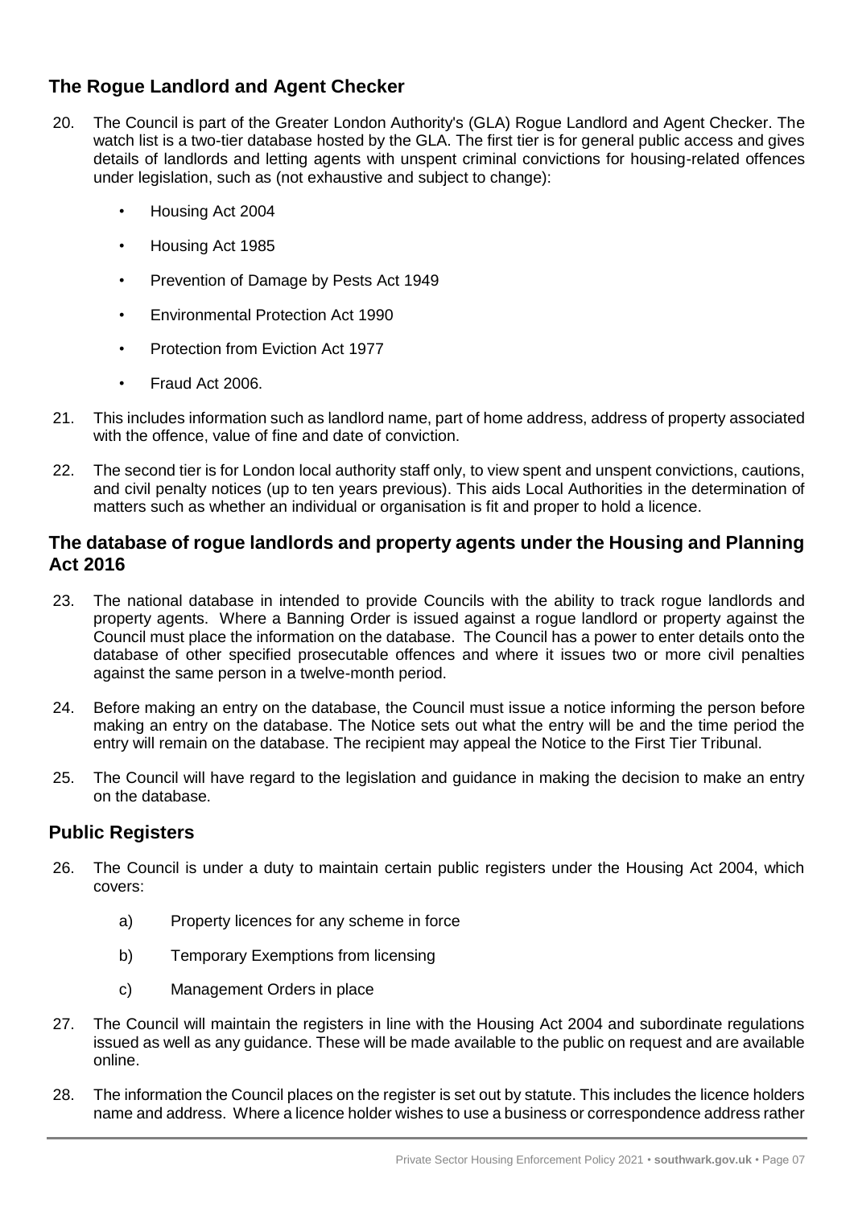## The Rogue Landlord and Agent Checker

20. The Council is part of the Greater London Authority's (GLA) Rogue Landlord and Agent Checker. The watch list is a two-tier database hosted by the GLA. The first tier is for general public access and gives details of landlords and letting agents with unspent criminal convictions for housing-related offences under legislation, such as (not exhaustive and subject to change):

    - Housing Act 2004
    - Housing Act 1985
    - Prevention of Damage by Pests Act 1949
    - Environmental Protection Act 1990
    - Protection from Eviction Act 1977
    - Fraud Act 2006.

21. This includes information such as landlord name, part of home address, address of property associated with the offence, value of fine and date of conviction.

22. The second tier is for London local authority staff only, to view spent and unspent convictions, cautions, and civil penalty notices (up to ten years previous). This aids Local Authorities in the determination of matters such as whether an individual or organisation is fit and proper to hold a licence.

## The database of rogue landlords and property agents under the Housing and Planning Act 2016

23. The national database in intended to provide Councils with the ability to track rogue landlords and property agents. Where a Banning Order is issued against a rogue landlord or property against the Council must place the information on the database. The Council has a power to enter details onto the database of other specified prosecutable offences and where it issues two or more civil penalties against the same person in a twelve-month period.

24. Before making an entry on the database, the Council must issue a notice informing the person before making an entry on the database. The Notice sets out what the entry will be and the time period the entry will remain on the database. The recipient may appeal the Notice to the First Tier Tribunal.

25. The Council will have regard to the legislation and guidance in making the decision to make an entry on the database.

## Public Registers

26. The Council is under a duty to maintain certain public registers under the Housing Act 2004, which covers:

    a) Property licences for any scheme in force

    b) Temporary Exemptions from licensing

    c) Management Orders in place

27. The Council will maintain the registers in line with the Housing Act 2004 and subordinate regulations issued as well as any guidance. These will be made available to the public on request and are available online.

28. The information the Council places on the register is set out by statute. This includes the licence holders name and address. Where a licence holder wishes to use a business or correspondence address rather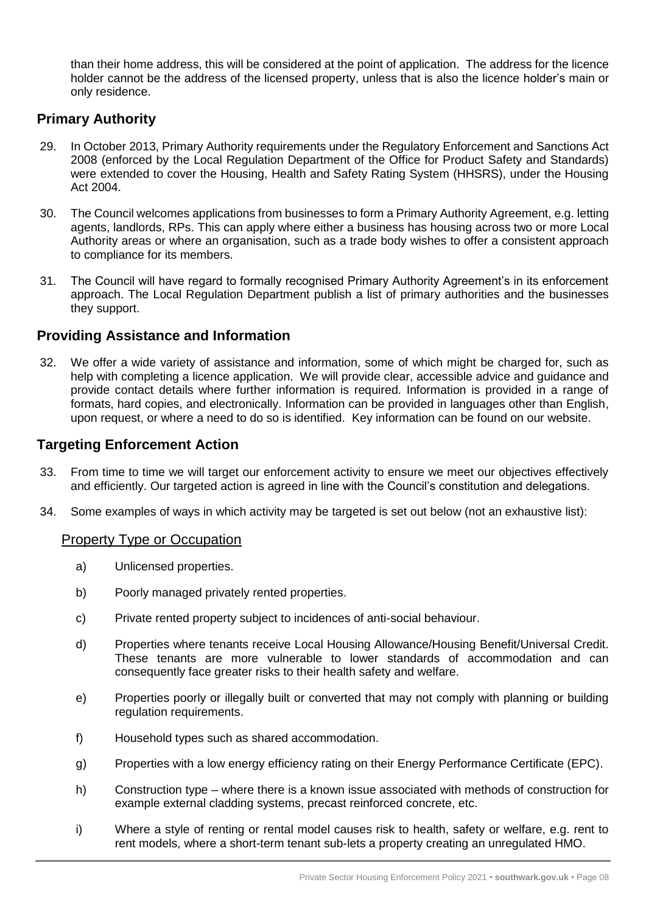than their home address, this will be considered at the point of application. The address for the licence holder cannot be the address of the licensed property, unless that is also the licence holder's main or only residence.

## Primary Authority

29. In October 2013, Primary Authority requirements under the Regulatory Enforcement and Sanctions Act 2008 (enforced by the Local Regulation Department of the Office for Product Safety and Standards) were extended to cover the Housing, Health and Safety Rating System (HHSRS), under the Housing Act 2004.

30. The Council welcomes applications from businesses to form a Primary Authority Agreement, e.g. letting agents, landlords, RPs. This can apply where either a business has housing across two or more Local Authority areas or where an organisation, such as a trade body wishes to offer a consistent approach to compliance for its members.

31. The Council will have regard to formally recognised Primary Authority Agreement's in its enforcement approach. The Local Regulation Department publish a list of primary authorities and the businesses they support.

## Providing Assistance and Information

32. We offer a wide variety of assistance and information, some of which might be charged for, such as help with completing a licence application. We will provide clear, accessible advice and guidance and provide contact details where further information is required. Information is provided in a range of formats, hard copies, and electronically. Information can be provided in languages other than English, upon request, or where a need to do so is identified. Key information can be found on our website.

## Targeting Enforcement Action

33. From time to time we will target our enforcement activity to ensure we meet our objectives effectively and efficiently. Our targeted action is agreed in line with the Council's constitution and delegations.

34. Some examples of ways in which activity may be targeted is set out below (not an exhaustive list):

### Property Type or Occupation

a) Unlicensed properties.

b) Poorly managed privately rented properties.

c) Private rented property subject to incidences of anti-social behaviour.

d) Properties where tenants receive Local Housing Allowance/Housing Benefit/Universal Credit. These tenants are more vulnerable to lower standards of accommodation and can consequently face greater risks to their health safety and welfare.

e) Properties poorly or illegally built or converted that may not comply with planning or building regulation requirements.

f) Household types such as shared accommodation.

g) Properties with a low energy efficiency rating on their Energy Performance Certificate (EPC).

h) Construction type – where there is a known issue associated with methods of construction for example external cladding systems, precast reinforced concrete, etc.

i) Where a style of renting or rental model causes risk to health, safety or welfare, e.g. rent to rent models, where a short-term tenant sub-lets a property creating an unregulated HMO.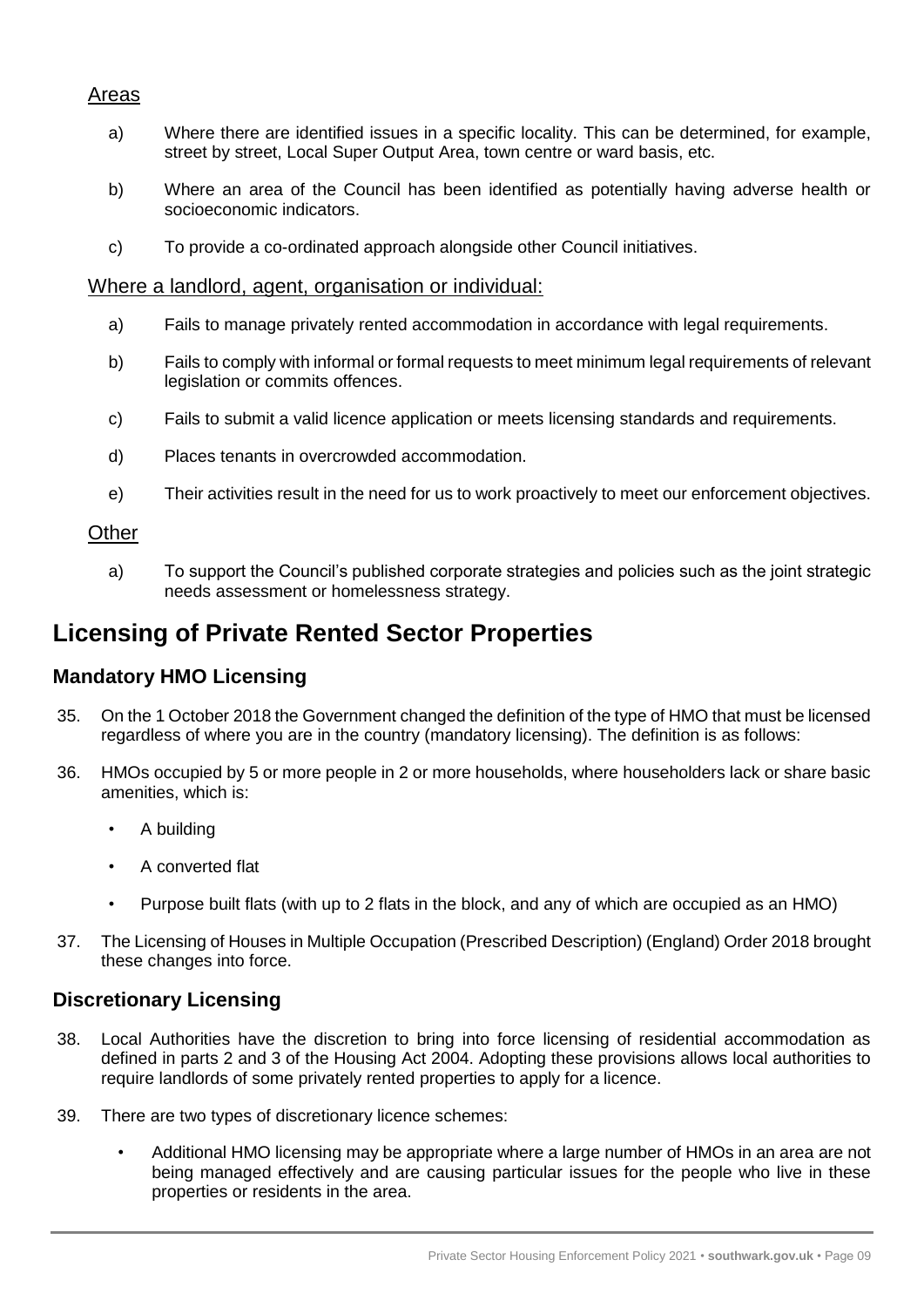Areas

a) Where there are identified issues in a specific locality. This can be determined, for example, street by street, Local Super Output Area, town centre or ward basis, etc.

b) Where an area of the Council has been identified as potentially having adverse health or socioeconomic indicators.

c) To provide a co-ordinated approach alongside other Council initiatives.

Where a landlord, agent, organisation or individual:

a) Fails to manage privately rented accommodation in accordance with legal requirements.

b) Fails to comply with informal or formal requests to meet minimum legal requirements of relevant legislation or commits offences.

c) Fails to submit a valid licence application or meets licensing standards and requirements.

d) Places tenants in overcrowded accommodation.

e) Their activities result in the need for us to work proactively to meet our enforcement objectives.

Other

a) To support the Council's published corporate strategies and policies such as the joint strategic needs assessment or homelessness strategy.

# Licensing of Private Rented Sector Properties

## Mandatory HMO Licensing

35. On the 1 October 2018 the Government changed the definition of the type of HMO that must be licensed regardless of where you are in the country (mandatory licensing). The definition is as follows:

36. HMOs occupied by 5 or more people in 2 or more households, where householders lack or share basic amenities, which is:

- A building
- A converted flat
- Purpose built flats (with up to 2 flats in the block, and any of which are occupied as an HMO)

37. The Licensing of Houses in Multiple Occupation (Prescribed Description) (England) Order 2018 brought these changes into force.

## Discretionary Licensing

38. Local Authorities have the discretion to bring into force licensing of residential accommodation as defined in parts 2 and 3 of the Housing Act 2004. Adopting these provisions allows local authorities to require landlords of some privately rented properties to apply for a licence.

39. There are two types of discretionary licence schemes:

- Additional HMO licensing may be appropriate where a large number of HMOs in an area are not being managed effectively and are causing particular issues for the people who live in these properties or residents in the area.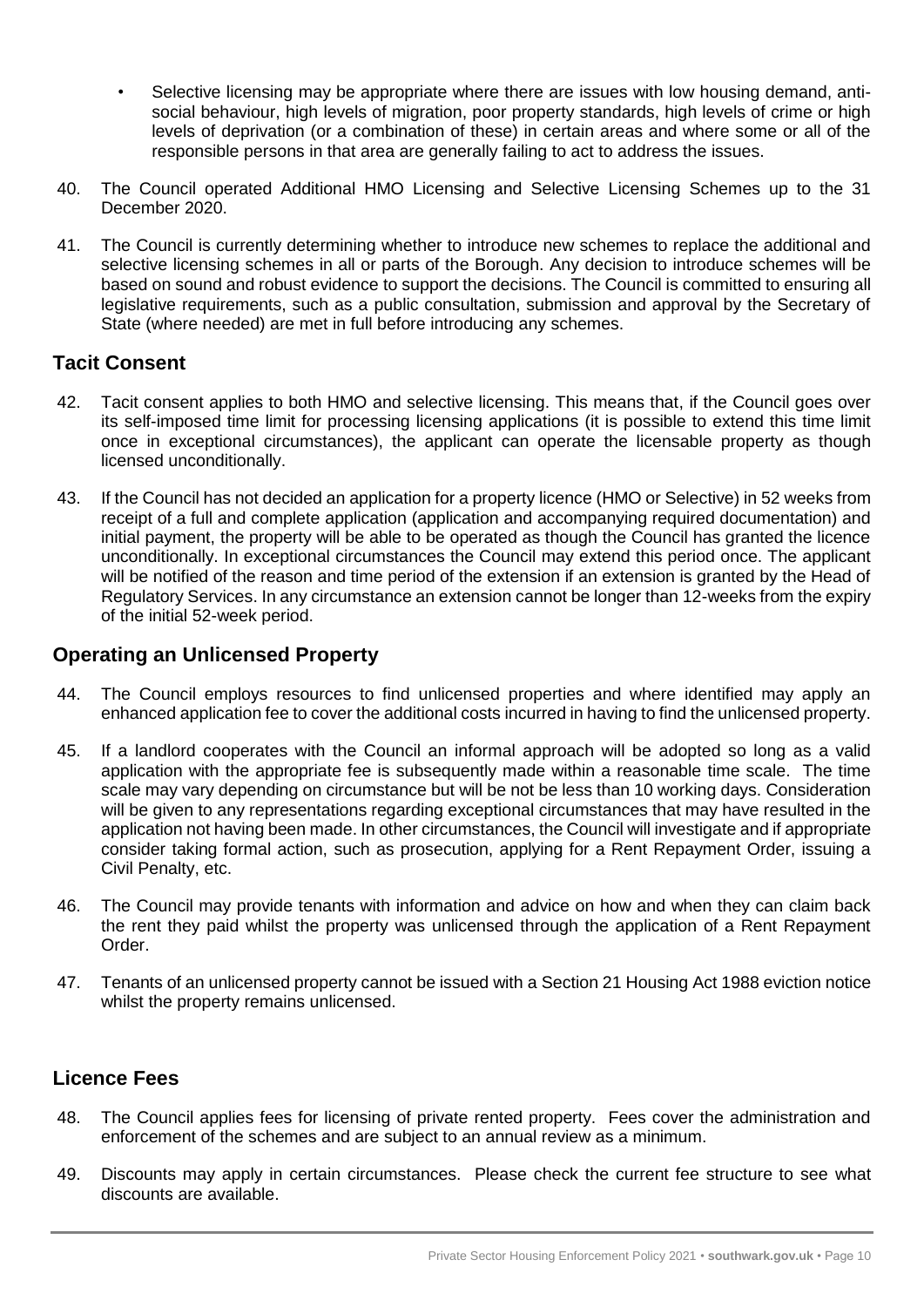- Selective licensing may be appropriate where there are issues with low housing demand, anti-social behaviour, high levels of migration, poor property standards, high levels of crime or high levels of deprivation (or a combination of these) in certain areas and where some or all of the responsible persons in that area are generally failing to act to address the issues.

40. The Council operated Additional HMO Licensing and Selective Licensing Schemes up to the 31 December 2020.

41. The Council is currently determining whether to introduce new schemes to replace the additional and selective licensing schemes in all or parts of the Borough. Any decision to introduce schemes will be based on sound and robust evidence to support the decisions. The Council is committed to ensuring all legislative requirements, such as a public consultation, submission and approval by the Secretary of State (where needed) are met in full before introducing any schemes.

## Tacit Consent

42. Tacit consent applies to both HMO and selective licensing. This means that, if the Council goes over its self-imposed time limit for processing licensing applications (it is possible to extend this time limit once in exceptional circumstances), the applicant can operate the licensable property as though licensed unconditionally.

43. If the Council has not decided an application for a property licence (HMO or Selective) in 52 weeks from receipt of a full and complete application (application and accompanying required documentation) and initial payment, the property will be able to be operated as though the Council has granted the licence unconditionally. In exceptional circumstances the Council may extend this period once. The applicant will be notified of the reason and time period of the extension if an extension is granted by the Head of Regulatory Services. In any circumstance an extension cannot be longer than 12-weeks from the expiry of the initial 52-week period.

## Operating an Unlicensed Property

44. The Council employs resources to find unlicensed properties and where identified may apply an enhanced application fee to cover the additional costs incurred in having to find the unlicensed property.

45. If a landlord cooperates with the Council an informal approach will be adopted so long as a valid application with the appropriate fee is subsequently made within a reasonable time scale. The time scale may vary depending on circumstance but will be not be less than 10 working days. Consideration will be given to any representations regarding exceptional circumstances that may have resulted in the application not having been made. In other circumstances, the Council will investigate and if appropriate consider taking formal action, such as prosecution, applying for a Rent Repayment Order, issuing a Civil Penalty, etc.

46. The Council may provide tenants with information and advice on how and when they can claim back the rent they paid whilst the property was unlicensed through the application of a Rent Repayment Order.

47. Tenants of an unlicensed property cannot be issued with a Section 21 Housing Act 1988 eviction notice whilst the property remains unlicensed.

## Licence Fees

48. The Council applies fees for licensing of private rented property. Fees cover the administration and enforcement of the schemes and are subject to an annual review as a minimum.

49. Discounts may apply in certain circumstances. Please check the current fee structure to see what discounts are available.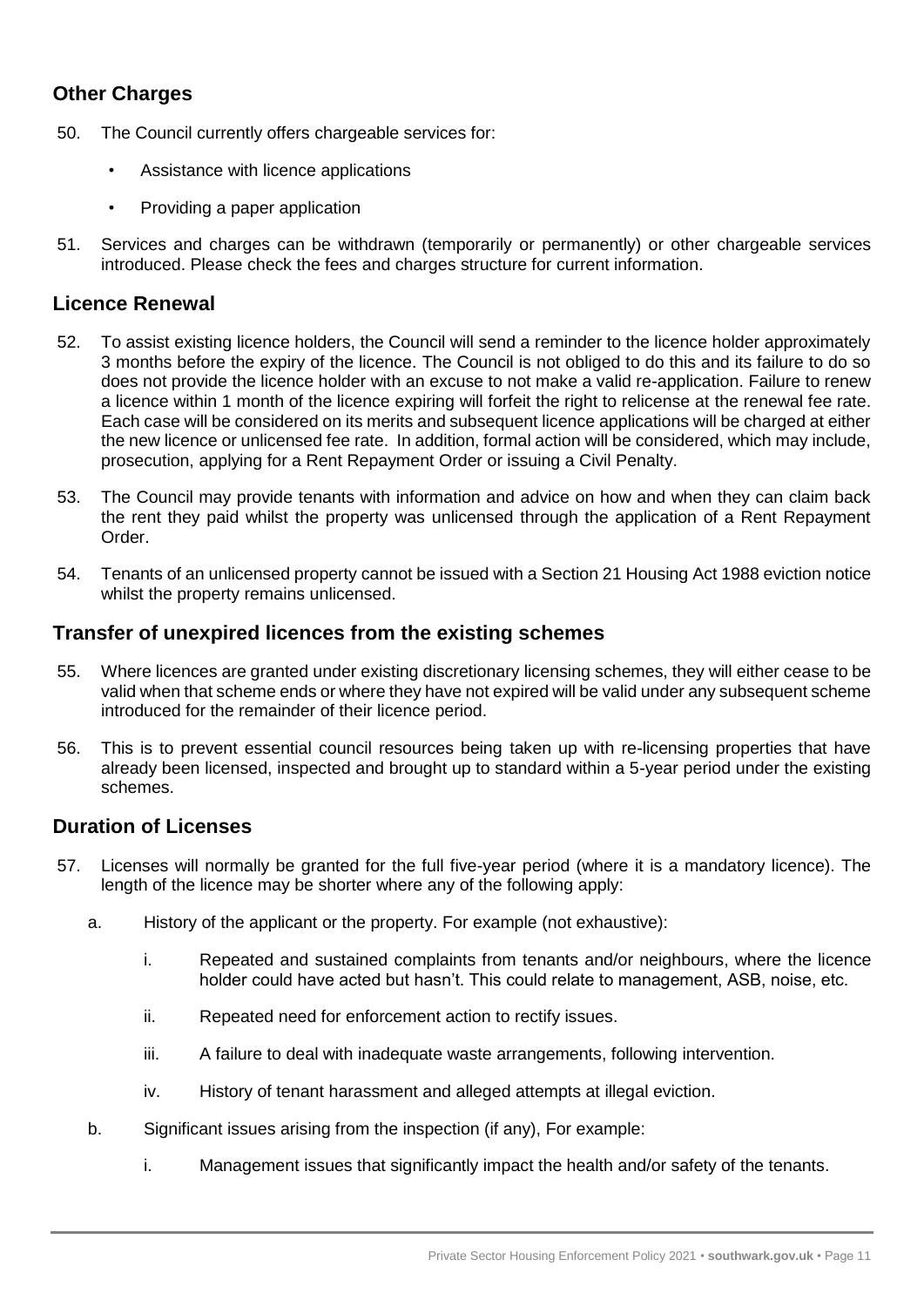## Other Charges

50. The Council currently offers chargeable services for:

    - Assistance with licence applications
    - Providing a paper application

51. Services and charges can be withdrawn (temporarily or permanently) or other chargeable services introduced. Please check the fees and charges structure for current information.

## Licence Renewal

52. To assist existing licence holders, the Council will send a reminder to the licence holder approximately 3 months before the expiry of the licence. The Council is not obliged to do this and its failure to do so does not provide the licence holder with an excuse to not make a valid re-application. Failure to renew a licence within 1 month of the licence expiring will forfeit the right to relicense at the renewal fee rate. Each case will be considered on its merits and subsequent licence applications will be charged at either the new licence or unlicensed fee rate. In addition, formal action will be considered, which may include, prosecution, applying for a Rent Repayment Order or issuing a Civil Penalty.

53. The Council may provide tenants with information and advice on how and when they can claim back the rent they paid whilst the property was unlicensed through the application of a Rent Repayment Order.

54. Tenants of an unlicensed property cannot be issued with a Section 21 Housing Act 1988 eviction notice whilst the property remains unlicensed.

## Transfer of unexpired licences from the existing schemes

55. Where licences are granted under existing discretionary licensing schemes, they will either cease to be valid when that scheme ends or where they have not expired will be valid under any subsequent scheme introduced for the remainder of their licence period.

56. This is to prevent essential council resources being taken up with re-licensing properties that have already been licensed, inspected and brought up to standard within a 5-year period under the existing schemes.

## Duration of Licenses

57. Licenses will normally be granted for the full five-year period (where it is a mandatory licence). The length of the licence may be shorter where any of the following apply:

    a. History of the applicant or the property. For example (not exhaustive):

       i. Repeated and sustained complaints from tenants and/or neighbours, where the licence holder could have acted but hasn't. This could relate to management, ASB, noise, etc.

       ii. Repeated need for enforcement action to rectify issues.

       iii. A failure to deal with inadequate waste arrangements, following intervention.

       iv. History of tenant harassment and alleged attempts at illegal eviction.

    b. Significant issues arising from the inspection (if any), For example:

       i. Management issues that significantly impact the health and/or safety of the tenants.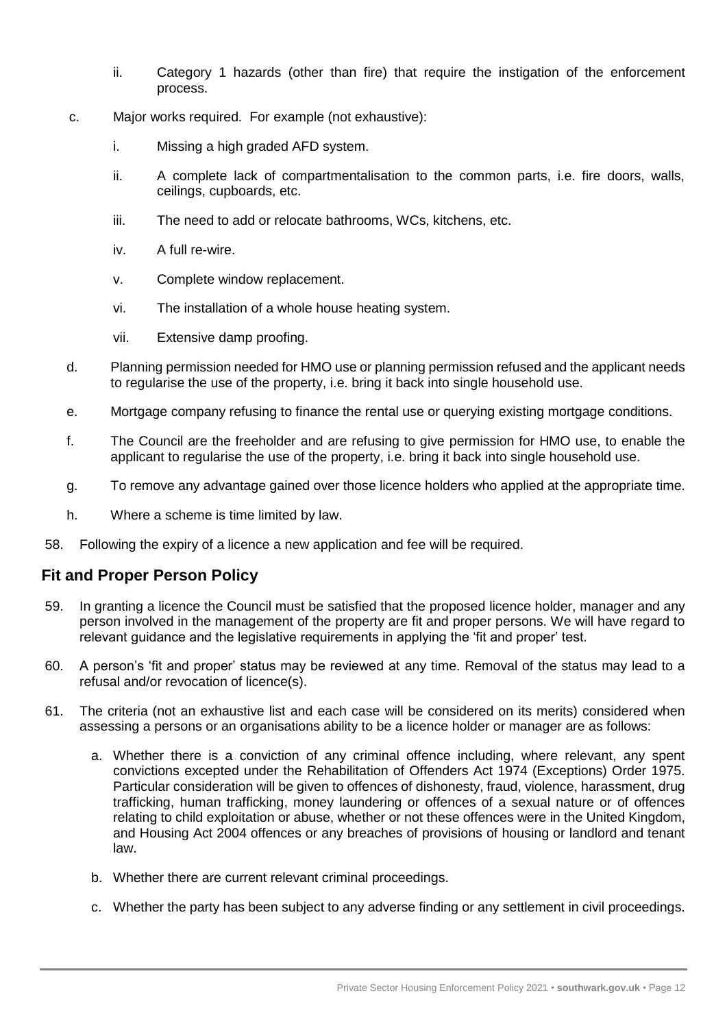ii. Category 1 hazards (other than fire) that require the instigation of the enforcement process.

c. Major works required. For example (not exhaustive):

   i. Missing a high graded AFD system.

   ii. A complete lack of compartmentalisation to the common parts, i.e. fire doors, walls, ceilings, cupboards, etc.

   iii. The need to add or relocate bathrooms, WCs, kitchens, etc.

   iv. A full re-wire.

   v. Complete window replacement.

   vi. The installation of a whole house heating system.

   vii. Extensive damp proofing.

d. Planning permission needed for HMO use or planning permission refused and the applicant needs to regularise the use of the property, i.e. bring it back into single household use.

e. Mortgage company refusing to finance the rental use or querying existing mortgage conditions.

f. The Council are the freeholder and are refusing to give permission for HMO use, to enable the applicant to regularise the use of the property, i.e. bring it back into single household use.

g. To remove any advantage gained over those licence holders who applied at the appropriate time.

h. Where a scheme is time limited by law.

58. Following the expiry of a licence a new application and fee will be required.

## Fit and Proper Person Policy

59. In granting a licence the Council must be satisfied that the proposed licence holder, manager and any person involved in the management of the property are fit and proper persons. We will have regard to relevant guidance and the legislative requirements in applying the 'fit and proper' test.

60. A person's 'fit and proper' status may be reviewed at any time. Removal of the status may lead to a refusal and/or revocation of licence(s).

61. The criteria (not an exhaustive list and each case will be considered on its merits) considered when assessing a persons or an organisations ability to be a licence holder or manager are as follows:

   a. Whether there is a conviction of any criminal offence including, where relevant, any spent convictions excepted under the Rehabilitation of Offenders Act 1974 (Exceptions) Order 1975. Particular consideration will be given to offences of dishonesty, fraud, violence, harassment, drug trafficking, human trafficking, money laundering or offences of a sexual nature or of offences relating to child exploitation or abuse, whether or not these offences were in the United Kingdom, and Housing Act 2004 offences or any breaches of provisions of housing or landlord and tenant law.

   b. Whether there are current relevant criminal proceedings.

   c. Whether the party has been subject to any adverse finding or any settlement in civil proceedings.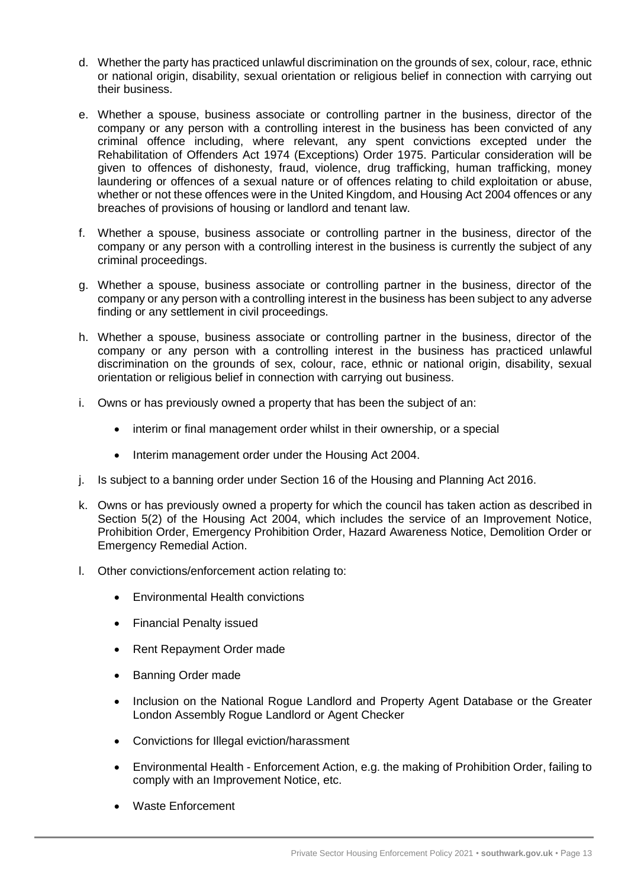d. Whether the party has practiced unlawful discrimination on the grounds of sex, colour, race, ethnic or national origin, disability, sexual orientation or religious belief in connection with carrying out their business.

e. Whether a spouse, business associate or controlling partner in the business, director of the company or any person with a controlling interest in the business has been convicted of any criminal offence including, where relevant, any spent convictions excepted under the Rehabilitation of Offenders Act 1974 (Exceptions) Order 1975. Particular consideration will be given to offences of dishonesty, fraud, violence, drug trafficking, human trafficking, money laundering or offences of a sexual nature or of offences relating to child exploitation or abuse, whether or not these offences were in the United Kingdom, and Housing Act 2004 offences or any breaches of provisions of housing or landlord and tenant law.

f. Whether a spouse, business associate or controlling partner in the business, director of the company or any person with a controlling interest in the business is currently the subject of any criminal proceedings.

g. Whether a spouse, business associate or controlling partner in the business, director of the company or any person with a controlling interest in the business has been subject to any adverse finding or any settlement in civil proceedings.

h. Whether a spouse, business associate or controlling partner in the business, director of the company or any person with a controlling interest in the business has practiced unlawful discrimination on the grounds of sex, colour, race, ethnic or national origin, disability, sexual orientation or religious belief in connection with carrying out business.

i. Owns or has previously owned a property that has been the subject of an:

   - interim or final management order whilst in their ownership, or a special
   - Interim management order under the Housing Act 2004.

j. Is subject to a banning order under Section 16 of the Housing and Planning Act 2016.

k. Owns or has previously owned a property for which the council has taken action as described in Section 5(2) of the Housing Act 2004, which includes the service of an Improvement Notice, Prohibition Order, Emergency Prohibition Order, Hazard Awareness Notice, Demolition Order or Emergency Remedial Action.

l. Other convictions/enforcement action relating to:

   - Environmental Health convictions
   - Financial Penalty issued
   - Rent Repayment Order made
   - Banning Order made
   - Inclusion on the National Rogue Landlord and Property Agent Database or the Greater London Assembly Rogue Landlord or Agent Checker
   - Convictions for Illegal eviction/harassment
   - Environmental Health - Enforcement Action, e.g. the making of Prohibition Order, failing to comply with an Improvement Notice, etc.
   - Waste Enforcement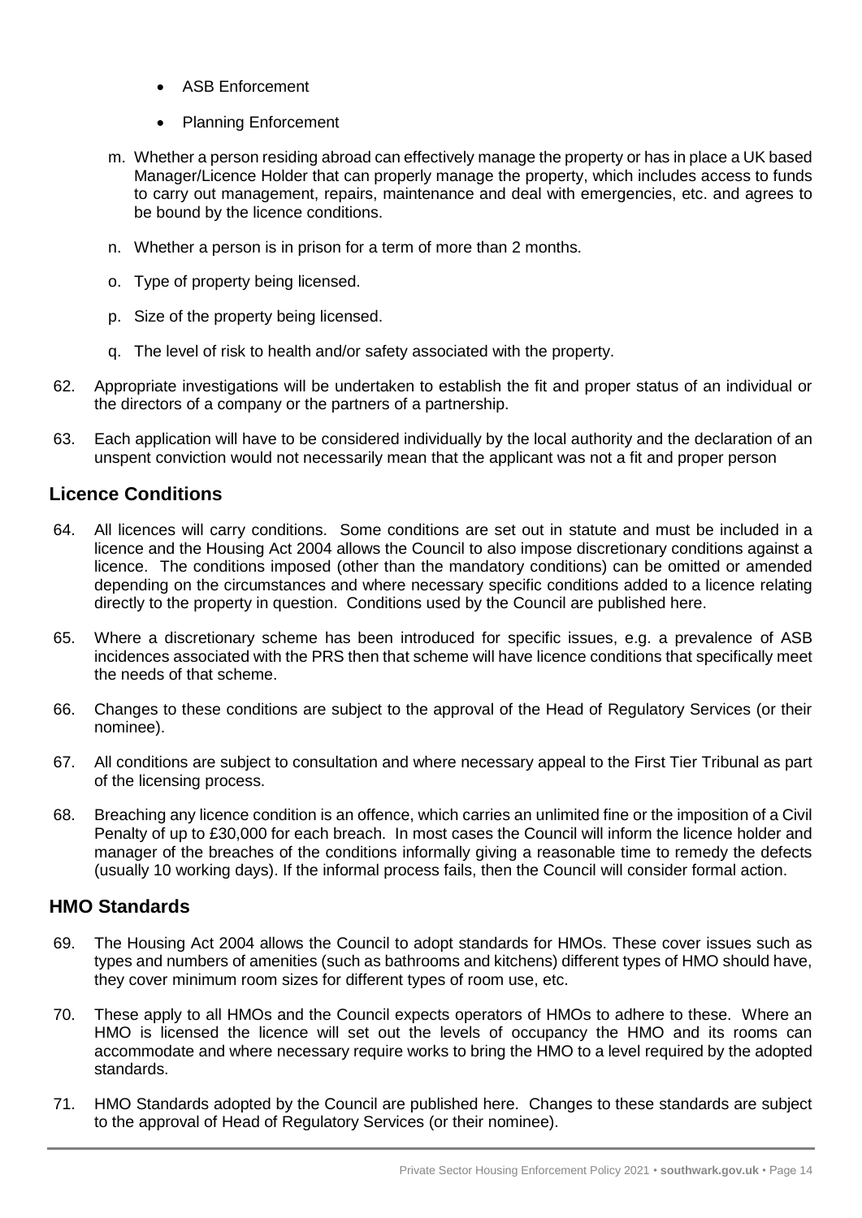- ASB Enforcement
- Planning Enforcement

m. Whether a person residing abroad can effectively manage the property or has in place a UK based Manager/Licence Holder that can properly manage the property, which includes access to funds to carry out management, repairs, maintenance and deal with emergencies, etc. and agrees to be bound by the licence conditions.

n. Whether a person is in prison for a term of more than 2 months.

o. Type of property being licensed.

p. Size of the property being licensed.

q. The level of risk to health and/or safety associated with the property.

62. Appropriate investigations will be undertaken to establish the fit and proper status of an individual or the directors of a company or the partners of a partnership.

63. Each application will have to be considered individually by the local authority and the declaration of an unspent conviction would not necessarily mean that the applicant was not a fit and proper person

## Licence Conditions

64. All licences will carry conditions. Some conditions are set out in statute and must be included in a licence and the Housing Act 2004 allows the Council to also impose discretionary conditions against a licence. The conditions imposed (other than the mandatory conditions) can be omitted or amended depending on the circumstances and where necessary specific conditions added to a licence relating directly to the property in question. Conditions used by the Council are published here.

65. Where a discretionary scheme has been introduced for specific issues, e.g. a prevalence of ASB incidences associated with the PRS then that scheme will have licence conditions that specifically meet the needs of that scheme.

66. Changes to these conditions are subject to the approval of the Head of Regulatory Services (or their nominee).

67. All conditions are subject to consultation and where necessary appeal to the First Tier Tribunal as part of the licensing process.

68. Breaching any licence condition is an offence, which carries an unlimited fine or the imposition of a Civil Penalty of up to £30,000 for each breach. In most cases the Council will inform the licence holder and manager of the breaches of the conditions informally giving a reasonable time to remedy the defects (usually 10 working days). If the informal process fails, then the Council will consider formal action.

## HMO Standards

69. The Housing Act 2004 allows the Council to adopt standards for HMOs. These cover issues such as types and numbers of amenities (such as bathrooms and kitchens) different types of HMO should have, they cover minimum room sizes for different types of room use, etc.

70. These apply to all HMOs and the Council expects operators of HMOs to adhere to these. Where an HMO is licensed the licence will set out the levels of occupancy the HMO and its rooms can accommodate and where necessary require works to bring the HMO to a level required by the adopted standards.

71. HMO Standards adopted by the Council are published here. Changes to these standards are subject to the approval of Head of Regulatory Services (or their nominee).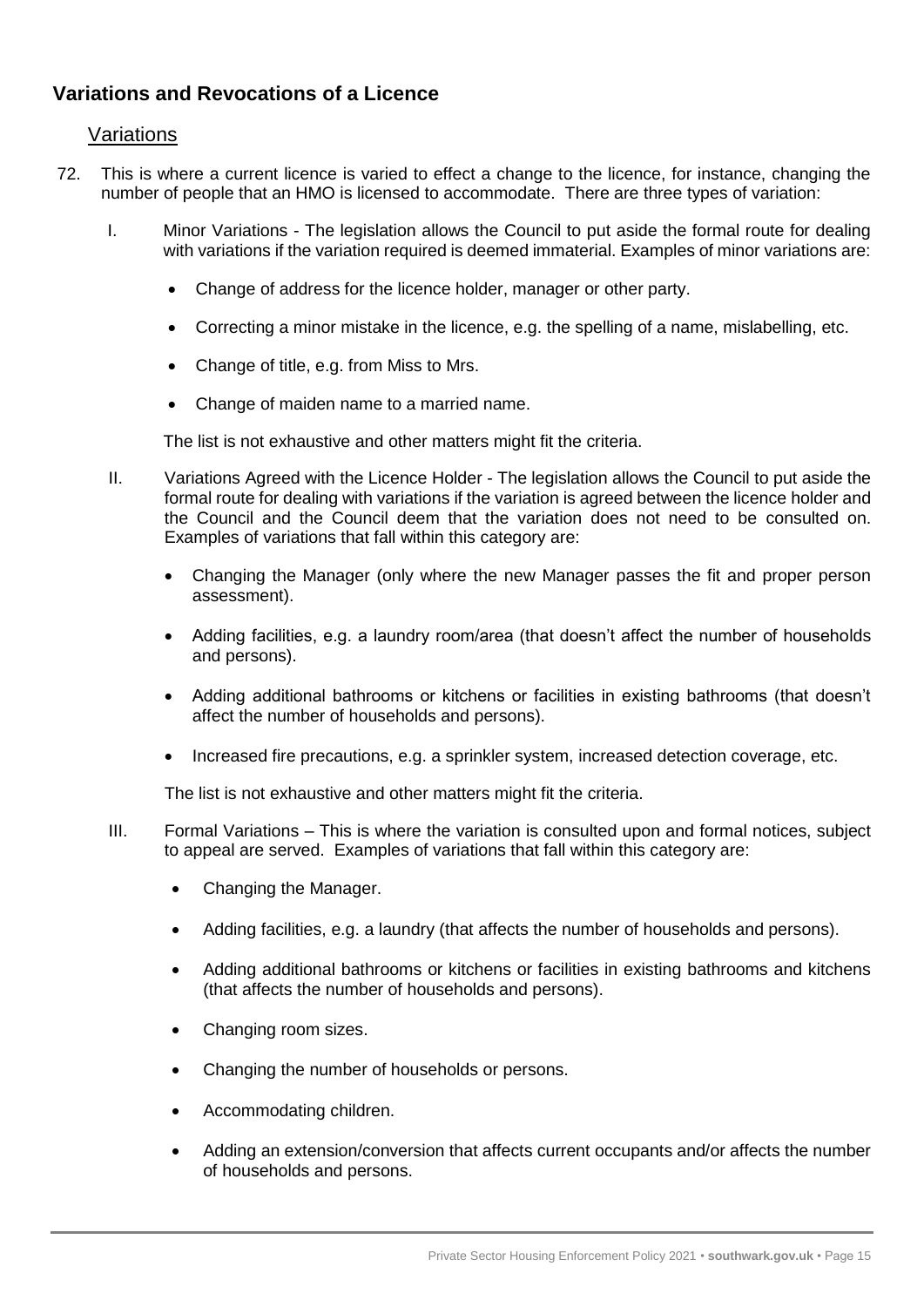## Variations and Revocations of a Licence

### Variations

72. This is where a current licence is varied to effect a change to the licence, for instance, changing the number of people that an HMO is licensed to accommodate. There are three types of variation:

    I. Minor Variations - The legislation allows the Council to put aside the formal route for dealing with variations if the variation required is deemed immaterial. Examples of minor variations are:

    - Change of address for the licence holder, manager or other party.
    - Correcting a minor mistake in the licence, e.g. the spelling of a name, mislabelling, etc.
    - Change of title, e.g. from Miss to Mrs.
    - Change of maiden name to a married name.

    The list is not exhaustive and other matters might fit the criteria.

    II. Variations Agreed with the Licence Holder - The legislation allows the Council to put aside the formal route for dealing with variations if the variation is agreed between the licence holder and the Council and the Council deem that the variation does not need to be consulted on. Examples of variations that fall within this category are:

    - Changing the Manager (only where the new Manager passes the fit and proper person assessment).
    - Adding facilities, e.g. a laundry room/area (that doesn't affect the number of households and persons).
    - Adding additional bathrooms or kitchens or facilities in existing bathrooms (that doesn't affect the number of households and persons).
    - Increased fire precautions, e.g. a sprinkler system, increased detection coverage, etc.

    The list is not exhaustive and other matters might fit the criteria.

    III. Formal Variations – This is where the variation is consulted upon and formal notices, subject to appeal are served. Examples of variations that fall within this category are:

    - Changing the Manager.
    - Adding facilities, e.g. a laundry (that affects the number of households and persons).
    - Adding additional bathrooms or kitchens or facilities in existing bathrooms and kitchens (that affects the number of households and persons).
    - Changing room sizes.
    - Changing the number of households or persons.
    - Accommodating children.
    - Adding an extension/conversion that affects current occupants and/or affects the number of households and persons.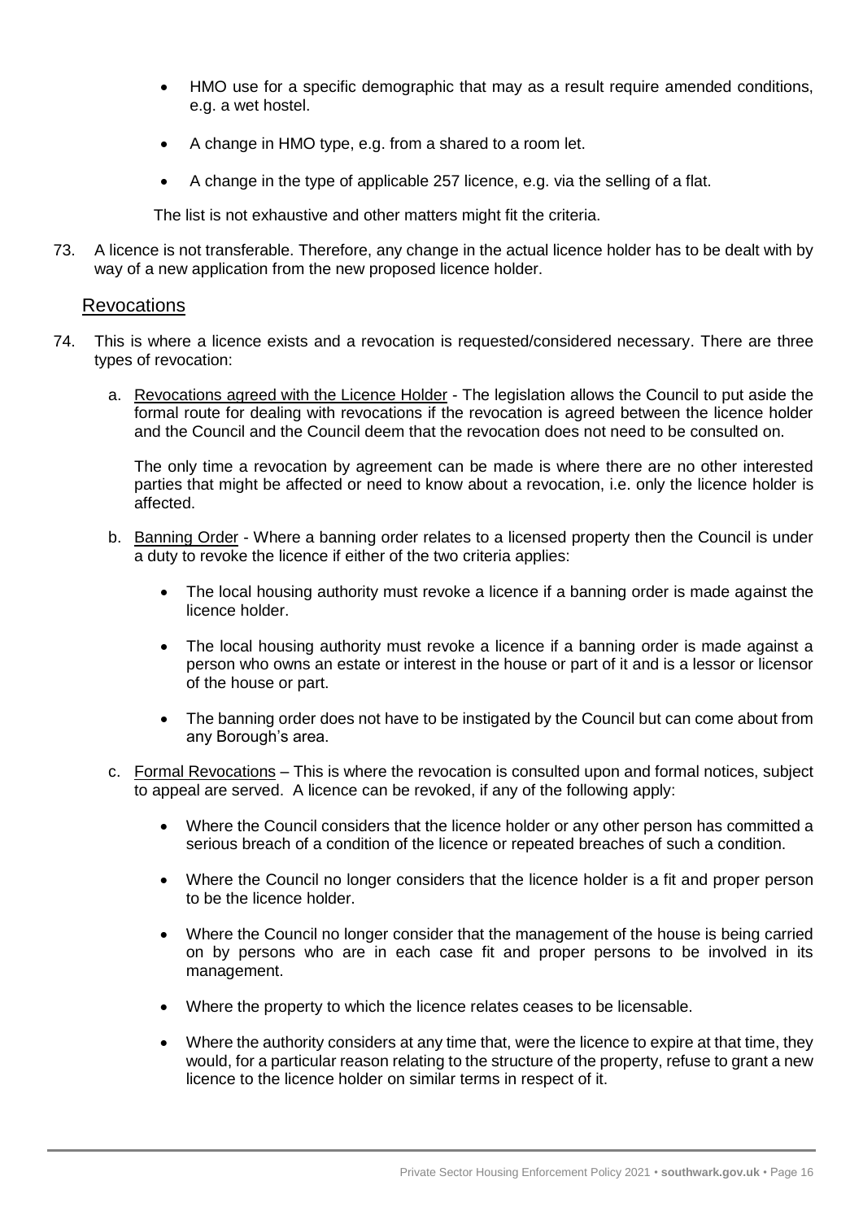- HMO use for a specific demographic that may as a result require amended conditions, e.g. a wet hostel.
- A change in HMO type, e.g. from a shared to a room let.
- A change in the type of applicable 257 licence, e.g. via the selling of a flat.

The list is not exhaustive and other matters might fit the criteria.

73. A licence is not transferable. Therefore, any change in the actual licence holder has to be dealt with by way of a new application from the new proposed licence holder.

## Revocations

74. This is where a licence exists and a revocation is requested/considered necessary. There are three types of revocation:

    a. Revocations agreed with the Licence Holder - The legislation allows the Council to put aside the formal route for dealing with revocations if the revocation is agreed between the licence holder and the Council and the Council deem that the revocation does not need to be consulted on.

    The only time a revocation by agreement can be made is where there are no other interested parties that might be affected or need to know about a revocation, i.e. only the licence holder is affected.

    b. Banning Order - Where a banning order relates to a licensed property then the Council is under a duty to revoke the licence if either of the two criteria applies:

    - The local housing authority must revoke a licence if a banning order is made against the licence holder.
    - The local housing authority must revoke a licence if a banning order is made against a person who owns an estate or interest in the house or part of it and is a lessor or licensor of the house or part.
    - The banning order does not have to be instigated by the Council but can come about from any Borough's area.

    c. Formal Revocations – This is where the revocation is consulted upon and formal notices, subject to appeal are served. A licence can be revoked, if any of the following apply:

    - Where the Council considers that the licence holder or any other person has committed a serious breach of a condition of the licence or repeated breaches of such a condition.
    - Where the Council no longer considers that the licence holder is a fit and proper person to be the licence holder.
    - Where the Council no longer consider that the management of the house is being carried on by persons who are in each case fit and proper persons to be involved in its management.
    - Where the property to which the licence relates ceases to be licensable.
    - Where the authority considers at any time that, were the licence to expire at that time, they would, for a particular reason relating to the structure of the property, refuse to grant a new licence to the licence holder on similar terms in respect of it.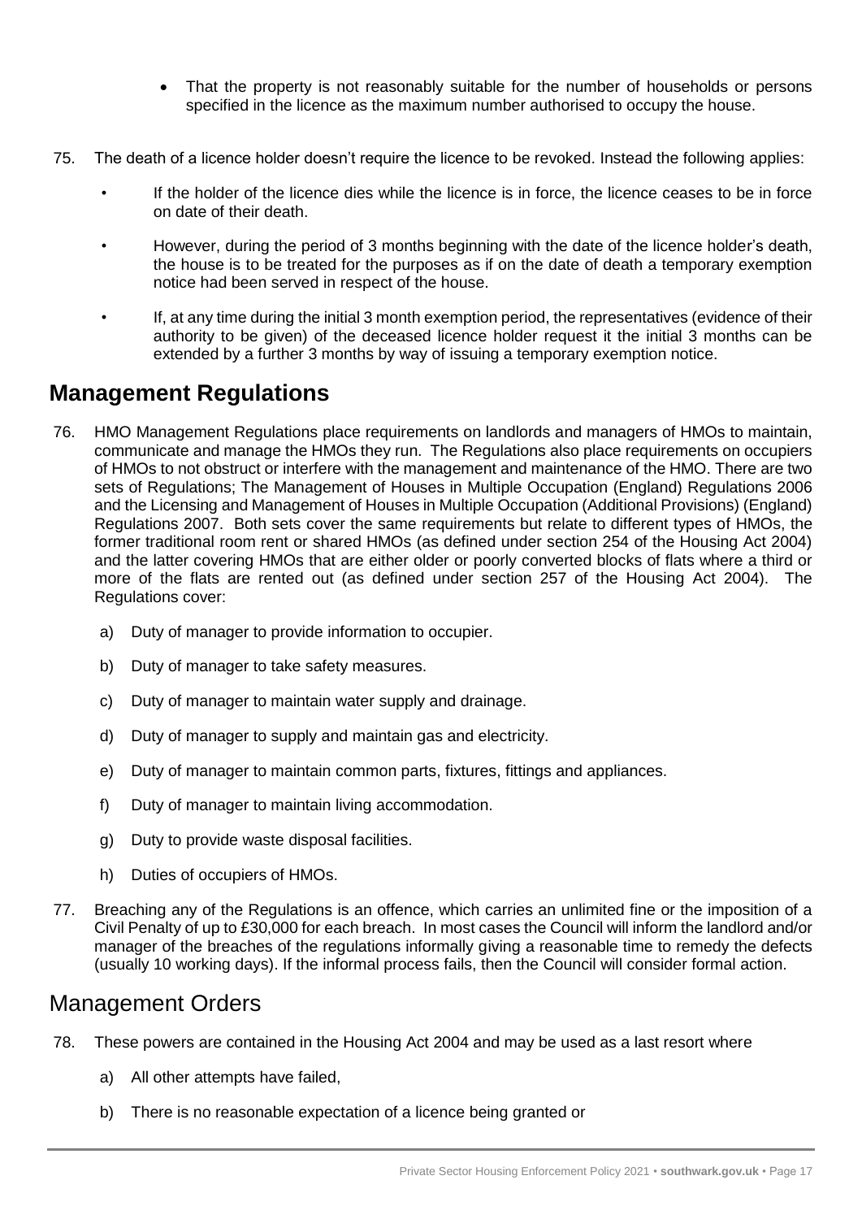- That the property is not reasonably suitable for the number of households or persons specified in the licence as the maximum number authorised to occupy the house.

75. The death of a licence holder doesn't require the licence to be revoked. Instead the following applies:

    - If the holder of the licence dies while the licence is in force, the licence ceases to be in force on date of their death.
    - However, during the period of 3 months beginning with the date of the licence holder's death, the house is to be treated for the purposes as if on the date of death a temporary exemption notice had been served in respect of the house.
    - If, at any time during the initial 3 month exemption period, the representatives (evidence of their authority to be given) of the deceased licence holder request it the initial 3 months can be extended by a further 3 months by way of issuing a temporary exemption notice.

## Management Regulations

76. HMO Management Regulations place requirements on landlords and managers of HMOs to maintain, communicate and manage the HMOs they run. The Regulations also place requirements on occupiers of HMOs to not obstruct or interfere with the management and maintenance of the HMO. There are two sets of Regulations; The Management of Houses in Multiple Occupation (England) Regulations 2006 and the Licensing and Management of Houses in Multiple Occupation (Additional Provisions) (England) Regulations 2007. Both sets cover the same requirements but relate to different types of HMOs, the former traditional room rent or shared HMOs (as defined under section 254 of the Housing Act 2004) and the latter covering HMOs that are either older or poorly converted blocks of flats where a third or more of the flats are rented out (as defined under section 257 of the Housing Act 2004). The Regulations cover:

    a) Duty of manager to provide information to occupier.

    b) Duty of manager to take safety measures.

    c) Duty of manager to maintain water supply and drainage.

    d) Duty of manager to supply and maintain gas and electricity.

    e) Duty of manager to maintain common parts, fixtures, fittings and appliances.

    f) Duty of manager to maintain living accommodation.

    g) Duty to provide waste disposal facilities.

    h) Duties of occupiers of HMOs.

77. Breaching any of the Regulations is an offence, which carries an unlimited fine or the imposition of a Civil Penalty of up to £30,000 for each breach. In most cases the Council will inform the landlord and/or manager of the breaches of the regulations informally giving a reasonable time to remedy the defects (usually 10 working days). If the informal process fails, then the Council will consider formal action.

## Management Orders

78. These powers are contained in the Housing Act 2004 and may be used as a last resort where

    a) All other attempts have failed,

    b) There is no reasonable expectation of a licence being granted or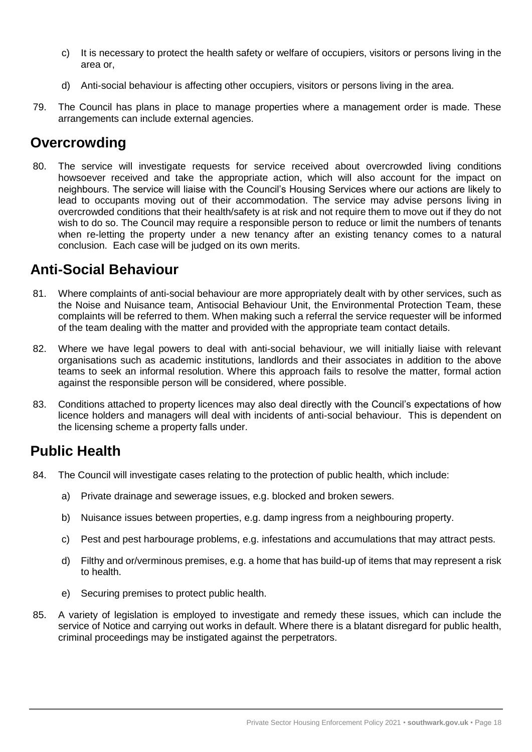c) It is necessary to protect the health safety or welfare of occupiers, visitors or persons living in the area or,

d) Anti-social behaviour is affecting other occupiers, visitors or persons living in the area.

79. The Council has plans in place to manage properties where a management order is made. These arrangements can include external agencies.

## Overcrowding

80. The service will investigate requests for service received about overcrowded living conditions howsoever received and take the appropriate action, which will also account for the impact on neighbours. The service will liaise with the Council's Housing Services where our actions are likely to lead to occupants moving out of their accommodation. The service may advise persons living in overcrowded conditions that their health/safety is at risk and not require them to move out if they do not wish to do so. The Council may require a responsible person to reduce or limit the numbers of tenants when re-letting the property under a new tenancy after an existing tenancy comes to a natural conclusion. Each case will be judged on its own merits.

## Anti-Social Behaviour

81. Where complaints of anti-social behaviour are more appropriately dealt with by other services, such as the Noise and Nuisance team, Antisocial Behaviour Unit, the Environmental Protection Team, these complaints will be referred to them. When making such a referral the service requester will be informed of the team dealing with the matter and provided with the appropriate team contact details.

82. Where we have legal powers to deal with anti-social behaviour, we will initially liaise with relevant organisations such as academic institutions, landlords and their associates in addition to the above teams to seek an informal resolution. Where this approach fails to resolve the matter, formal action against the responsible person will be considered, where possible.

83. Conditions attached to property licences may also deal directly with the Council's expectations of how licence holders and managers will deal with incidents of anti-social behaviour. This is dependent on the licensing scheme a property falls under.

## Public Health

84. The Council will investigate cases relating to the protection of public health, which include:

    a) Private drainage and sewerage issues, e.g. blocked and broken sewers.

    b) Nuisance issues between properties, e.g. damp ingress from a neighbouring property.

    c) Pest and pest harbourage problems, e.g. infestations and accumulations that may attract pests.

    d) Filthy and or/verminous premises, e.g. a home that has build-up of items that may represent a risk to health.

    e) Securing premises to protect public health.

85. A variety of legislation is employed to investigate and remedy these issues, which can include the service of Notice and carrying out works in default. Where there is a blatant disregard for public health, criminal proceedings may be instigated against the perpetrators.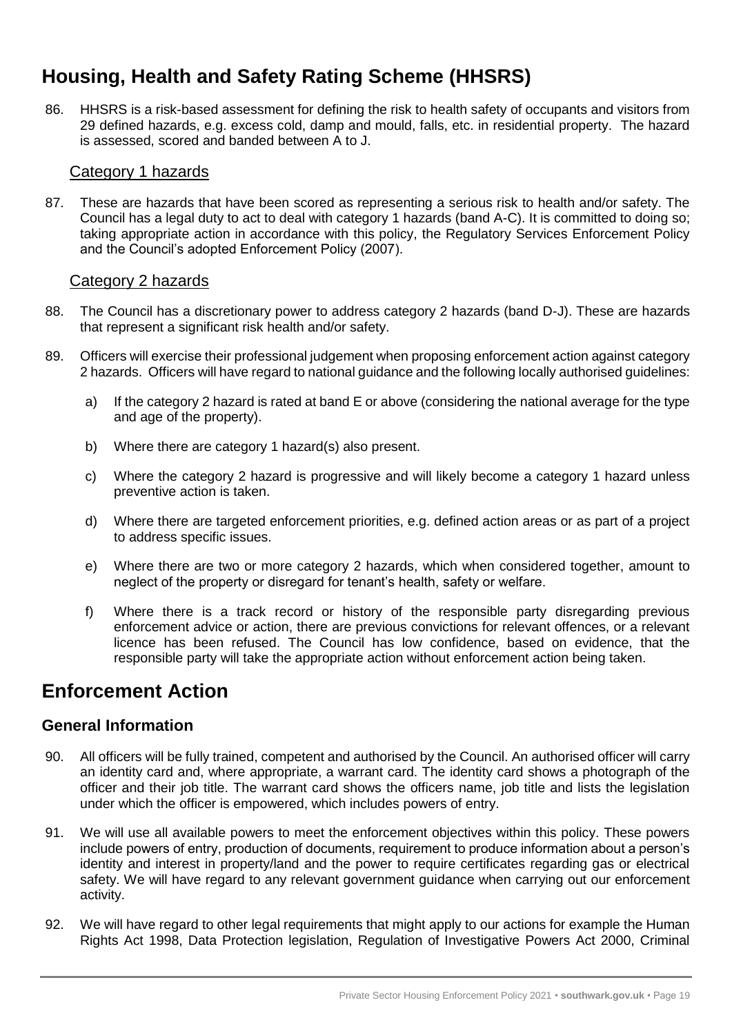## Housing, Health and Safety Rating Scheme (HHSRS)

86. HHSRS is a risk-based assessment for defining the risk to health safety of occupants and visitors from 29 defined hazards, e.g. excess cold, damp and mould, falls, etc. in residential property. The hazard is assessed, scored and banded between A to J.

### Category 1 hazards

87. These are hazards that have been scored as representing a serious risk to health and/or safety. The Council has a legal duty to act to deal with category 1 hazards (band A-C). It is committed to doing so; taking appropriate action in accordance with this policy, the Regulatory Services Enforcement Policy and the Council's adopted Enforcement Policy (2007).

### Category 2 hazards

88. The Council has a discretionary power to address category 2 hazards (band D-J). These are hazards that represent a significant risk health and/or safety.

89. Officers will exercise their professional judgement when proposing enforcement action against category 2 hazards. Officers will have regard to national guidance and the following locally authorised guidelines:

    a) If the category 2 hazard is rated at band E or above (considering the national average for the type and age of the property).

    b) Where there are category 1 hazard(s) also present.

    c) Where the category 2 hazard is progressive and will likely become a category 1 hazard unless preventive action is taken.

    d) Where there are targeted enforcement priorities, e.g. defined action areas or as part of a project to address specific issues.

    e) Where there are two or more category 2 hazards, which when considered together, amount to neglect of the property or disregard for tenant's health, safety or welfare.

    f) Where there is a track record or history of the responsible party disregarding previous enforcement advice or action, there are previous convictions for relevant offences, or a relevant licence has been refused. The Council has low confidence, based on evidence, that the responsible party will take the appropriate action without enforcement action being taken.

## Enforcement Action

### General Information

90. All officers will be fully trained, competent and authorised by the Council. An authorised officer will carry an identity card and, where appropriate, a warrant card. The identity card shows a photograph of the officer and their job title. The warrant card shows the officers name, job title and lists the legislation under which the officer is empowered, which includes powers of entry.

91. We will use all available powers to meet the enforcement objectives within this policy. These powers include powers of entry, production of documents, requirement to produce information about a person's identity and interest in property/land and the power to require certificates regarding gas or electrical safety. We will have regard to any relevant government guidance when carrying out our enforcement activity.

92. We will have regard to other legal requirements that might apply to our actions for example the Human Rights Act 1998, Data Protection legislation, Regulation of Investigative Powers Act 2000, Criminal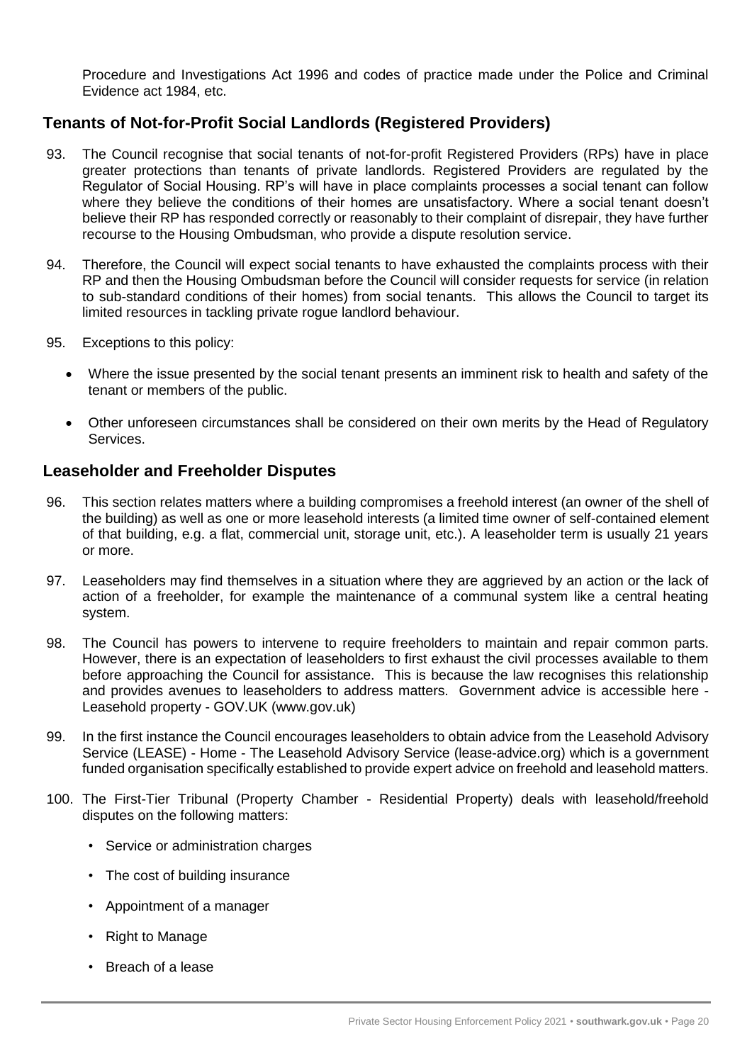Procedure and Investigations Act 1996 and codes of practice made under the Police and Criminal Evidence act 1984, etc.

## Tenants of Not-for-Profit Social Landlords (Registered Providers)

93. The Council recognise that social tenants of not-for-profit Registered Providers (RPs) have in place greater protections than tenants of private landlords. Registered Providers are regulated by the Regulator of Social Housing. RP's will have in place complaints processes a social tenant can follow where they believe the conditions of their homes are unsatisfactory. Where a social tenant doesn't believe their RP has responded correctly or reasonably to their complaint of disrepair, they have further recourse to the Housing Ombudsman, who provide a dispute resolution service.

94. Therefore, the Council will expect social tenants to have exhausted the complaints process with their RP and then the Housing Ombudsman before the Council will consider requests for service (in relation to sub-standard conditions of their homes) from social tenants. This allows the Council to target its limited resources in tackling private rogue landlord behaviour.

95. Exceptions to this policy:

    - Where the issue presented by the social tenant presents an imminent risk to health and safety of the tenant or members of the public.
    - Other unforeseen circumstances shall be considered on their own merits by the Head of Regulatory Services.

## Leaseholder and Freeholder Disputes

96. This section relates matters where a building compromises a freehold interest (an owner of the shell of the building) as well as one or more leasehold interests (a limited time owner of self-contained element of that building, e.g. a flat, commercial unit, storage unit, etc.). A leaseholder term is usually 21 years or more.

97. Leaseholders may find themselves in a situation where they are aggrieved by an action or the lack of action of a freeholder, for example the maintenance of a communal system like a central heating system.

98. The Council has powers to intervene to require freeholders to maintain and repair common parts. However, there is an expectation of leaseholders to first exhaust the civil processes available to them before approaching the Council for assistance. This is because the law recognises this relationship and provides avenues to leaseholders to address matters. Government advice is accessible here - Leasehold property - GOV.UK (www.gov.uk)

99. In the first instance the Council encourages leaseholders to obtain advice from the Leasehold Advisory Service (LEASE) - Home - The Leasehold Advisory Service (lease-advice.org) which is a government funded organisation specifically established to provide expert advice on freehold and leasehold matters.

100. The First-Tier Tribunal (Property Chamber - Residential Property) deals with leasehold/freehold disputes on the following matters:

    - Service or administration charges
    - The cost of building insurance
    - Appointment of a manager
    - Right to Manage
    - Breach of a lease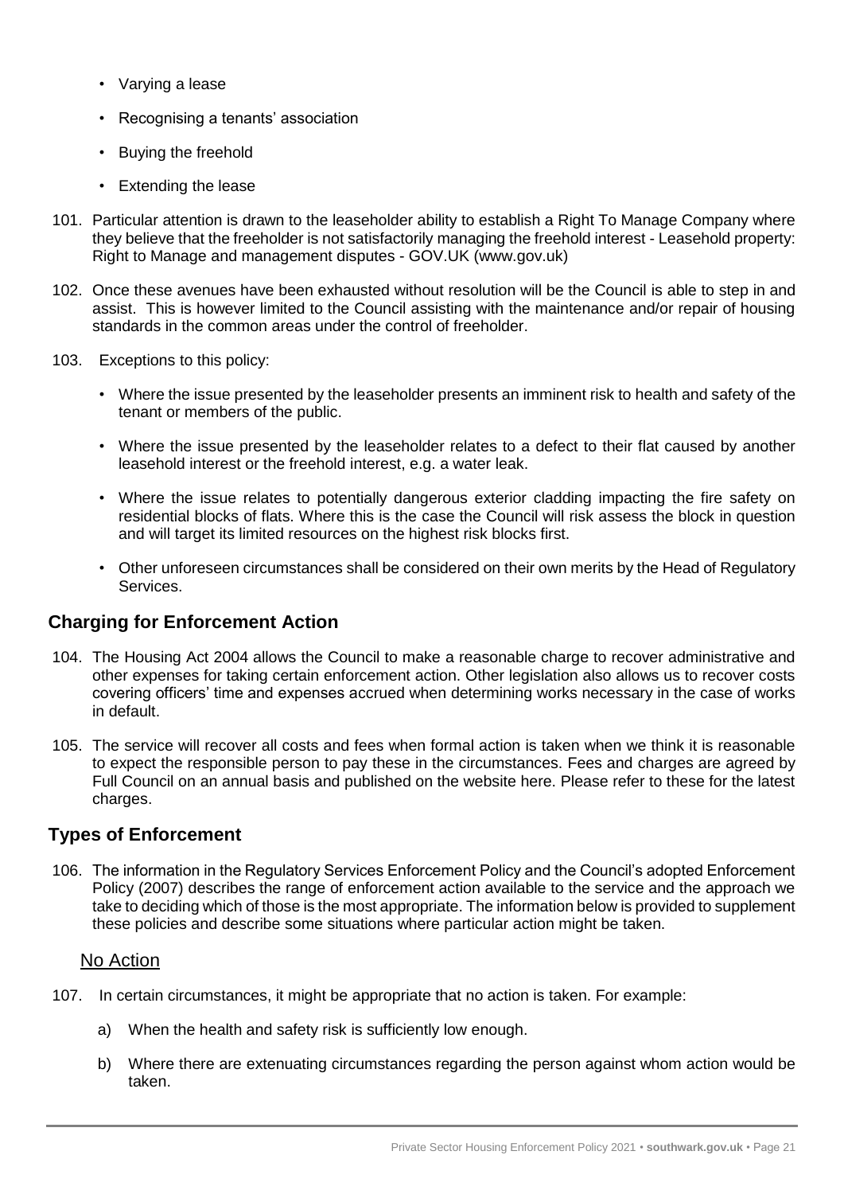- Varying a lease
- Recognising a tenants' association
- Buying the freehold
- Extending the lease

101. Particular attention is drawn to the leaseholder ability to establish a Right To Manage Company where they believe that the freeholder is not satisfactorily managing the freehold interest - Leasehold property: Right to Manage and management disputes - GOV.UK (www.gov.uk)

102. Once these avenues have been exhausted without resolution will be the Council is able to step in and assist. This is however limited to the Council assisting with the maintenance and/or repair of housing standards in the common areas under the control of freeholder.

103. Exceptions to this policy:

   - Where the issue presented by the leaseholder presents an imminent risk to health and safety of the tenant or members of the public.
   - Where the issue presented by the leaseholder relates to a defect to their flat caused by another leasehold interest or the freehold interest, e.g. a water leak.
   - Where the issue relates to potentially dangerous exterior cladding impacting the fire safety on residential blocks of flats. Where this is the case the Council will risk assess the block in question and will target its limited resources on the highest risk blocks first.
   - Other unforeseen circumstances shall be considered on their own merits by the Head of Regulatory Services.

## Charging for Enforcement Action

104. The Housing Act 2004 allows the Council to make a reasonable charge to recover administrative and other expenses for taking certain enforcement action. Other legislation also allows us to recover costs covering officers' time and expenses accrued when determining works necessary in the case of works in default.

105. The service will recover all costs and fees when formal action is taken when we think it is reasonable to expect the responsible person to pay these in the circumstances. Fees and charges are agreed by Full Council on an annual basis and published on the website here. Please refer to these for the latest charges.

## Types of Enforcement

106. The information in the Regulatory Services Enforcement Policy and the Council's adopted Enforcement Policy (2007) describes the range of enforcement action available to the service and the approach we take to deciding which of those is the most appropriate. The information below is provided to supplement these policies and describe some situations where particular action might be taken.

### No Action

107. In certain circumstances, it might be appropriate that no action is taken. For example:

   a) When the health and safety risk is sufficiently low enough.

   b) Where there are extenuating circumstances regarding the person against whom action would be taken.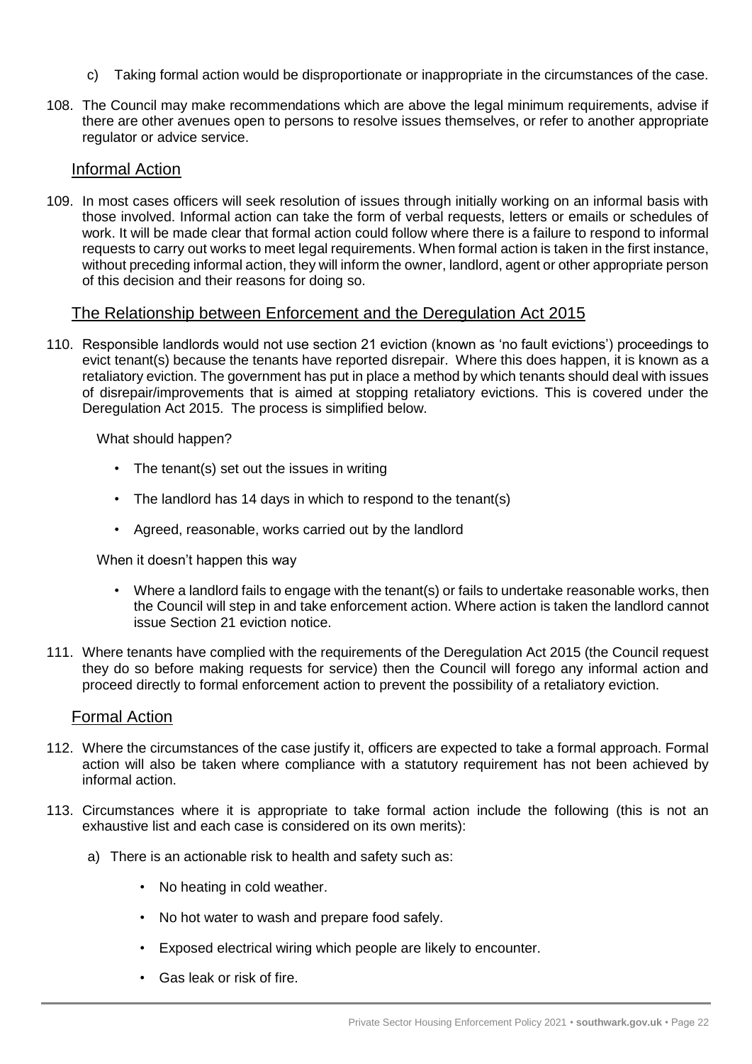c) Taking formal action would be disproportionate or inappropriate in the circumstances of the case.

108. The Council may make recommendations which are above the legal minimum requirements, advise if there are other avenues open to persons to resolve issues themselves, or refer to another appropriate regulator or advice service.

## Informal Action

109. In most cases officers will seek resolution of issues through initially working on an informal basis with those involved. Informal action can take the form of verbal requests, letters or emails or schedules of work. It will be made clear that formal action could follow where there is a failure to respond to informal requests to carry out works to meet legal requirements. When formal action is taken in the first instance, without preceding informal action, they will inform the owner, landlord, agent or other appropriate person of this decision and their reasons for doing so.

## The Relationship between Enforcement and the Deregulation Act 2015

110. Responsible landlords would not use section 21 eviction (known as 'no fault evictions') proceedings to evict tenant(s) because the tenants have reported disrepair. Where this does happen, it is known as a retaliatory eviction. The government has put in place a method by which tenants should deal with issues of disrepair/improvements that is aimed at stopping retaliatory evictions. This is covered under the Deregulation Act 2015. The process is simplified below.

    What should happen?

    - The tenant(s) set out the issues in writing
    - The landlord has 14 days in which to respond to the tenant(s)
    - Agreed, reasonable, works carried out by the landlord

    When it doesn't happen this way

    - Where a landlord fails to engage with the tenant(s) or fails to undertake reasonable works, then the Council will step in and take enforcement action. Where action is taken the landlord cannot issue Section 21 eviction notice.

111. Where tenants have complied with the requirements of the Deregulation Act 2015 (the Council request they do so before making requests for service) then the Council will forego any informal action and proceed directly to formal enforcement action to prevent the possibility of a retaliatory eviction.

## Formal Action

112. Where the circumstances of the case justify it, officers are expected to take a formal approach. Formal action will also be taken where compliance with a statutory requirement has not been achieved by informal action.

113. Circumstances where it is appropriate to take formal action include the following (this is not an exhaustive list and each case is considered on its own merits):

    a) There is an actionable risk to health and safety such as:

    - No heating in cold weather.
    - No hot water to wash and prepare food safely.
    - Exposed electrical wiring which people are likely to encounter.
    - Gas leak or risk of fire.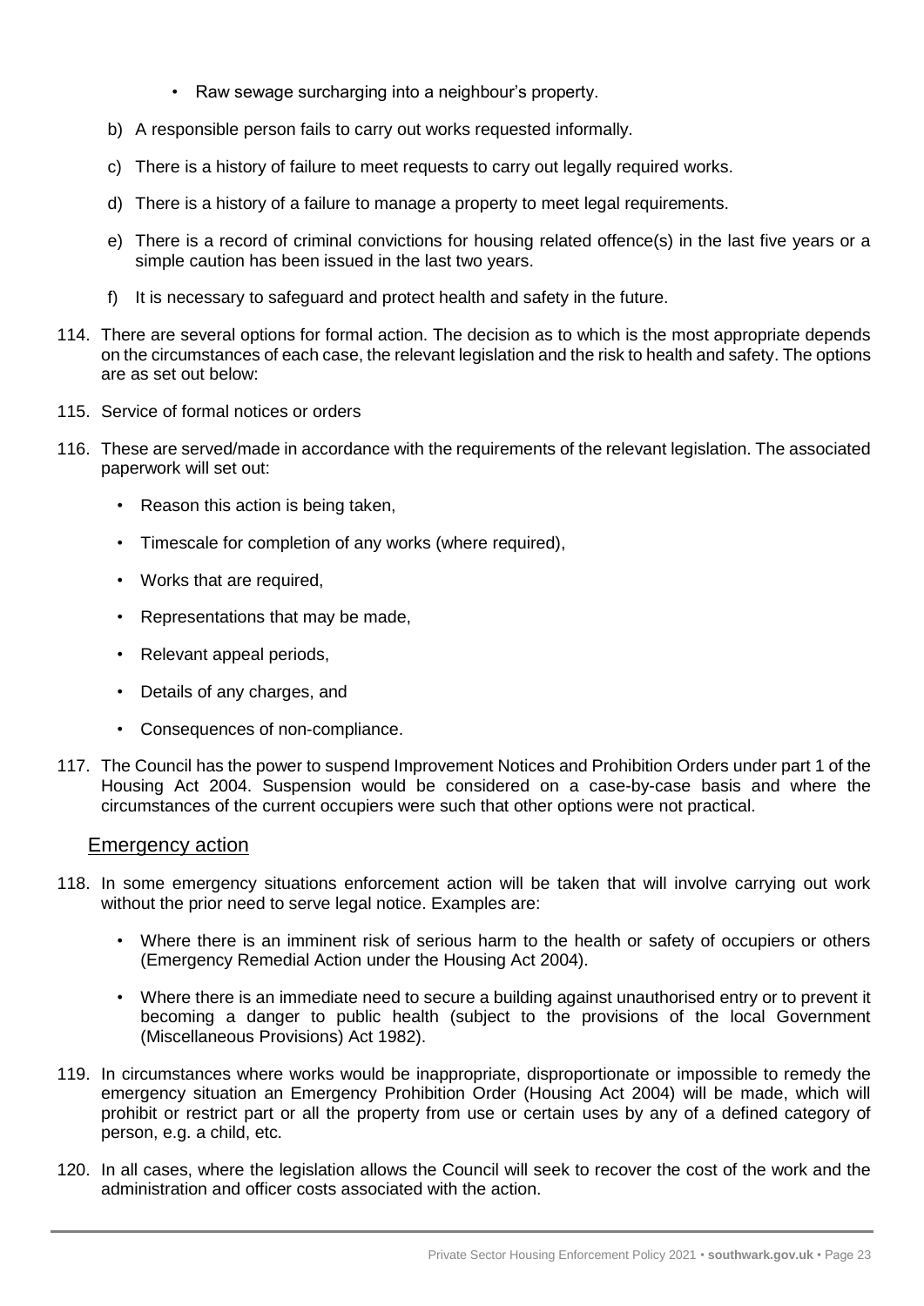- Raw sewage surcharging into a neighbour's property.

b) A responsible person fails to carry out works requested informally.

c) There is a history of failure to meet requests to carry out legally required works.

d) There is a history of a failure to manage a property to meet legal requirements.

e) There is a record of criminal convictions for housing related offence(s) in the last five years or a simple caution has been issued in the last two years.

f) It is necessary to safeguard and protect health and safety in the future.

114. There are several options for formal action. The decision as to which is the most appropriate depends on the circumstances of each case, the relevant legislation and the risk to health and safety. The options are as set out below:

115. Service of formal notices or orders

116. These are served/made in accordance with the requirements of the relevant legislation. The associated paperwork will set out:

- Reason this action is being taken,
- Timescale for completion of any works (where required),
- Works that are required,
- Representations that may be made,
- Relevant appeal periods,
- Details of any charges, and
- Consequences of non-compliance.

117. The Council has the power to suspend Improvement Notices and Prohibition Orders under part 1 of the Housing Act 2004. Suspension would be considered on a case-by-case basis and where the circumstances of the current occupiers were such that other options were not practical.

## Emergency action

118. In some emergency situations enforcement action will be taken that will involve carrying out work without the prior need to serve legal notice. Examples are:

- Where there is an imminent risk of serious harm to the health or safety of occupiers or others (Emergency Remedial Action under the Housing Act 2004).
- Where there is an immediate need to secure a building against unauthorised entry or to prevent it becoming a danger to public health (subject to the provisions of the local Government (Miscellaneous Provisions) Act 1982).

119. In circumstances where works would be inappropriate, disproportionate or impossible to remedy the emergency situation an Emergency Prohibition Order (Housing Act 2004) will be made, which will prohibit or restrict part or all the property from use or certain uses by any of a defined category of person, e.g. a child, etc.

120. In all cases, where the legislation allows the Council will seek to recover the cost of the work and the administration and officer costs associated with the action.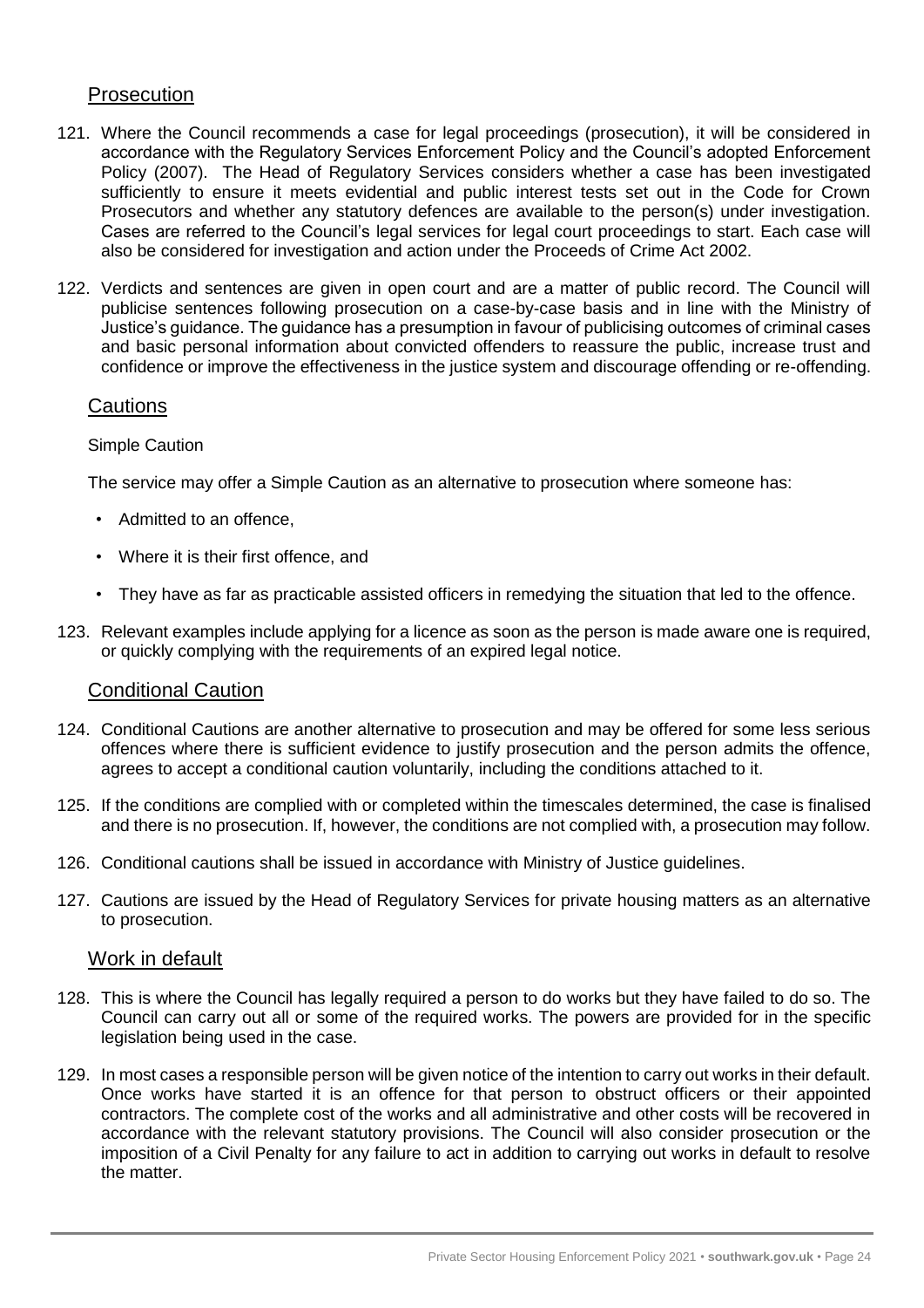## Prosecution

121. Where the Council recommends a case for legal proceedings (prosecution), it will be considered in accordance with the Regulatory Services Enforcement Policy and the Council's adopted Enforcement Policy (2007). The Head of Regulatory Services considers whether a case has been investigated sufficiently to ensure it meets evidential and public interest tests set out in the Code for Crown Prosecutors and whether any statutory defences are available to the person(s) under investigation. Cases are referred to the Council's legal services for legal court proceedings to start. Each case will also be considered for investigation and action under the Proceeds of Crime Act 2002.

122. Verdicts and sentences are given in open court and are a matter of public record. The Council will publicise sentences following prosecution on a case-by-case basis and in line with the Ministry of Justice's guidance. The guidance has a presumption in favour of publicising outcomes of criminal cases and basic personal information about convicted offenders to reassure the public, increase trust and confidence or improve the effectiveness in the justice system and discourage offending or re-offending.

## Cautions

Simple Caution

The service may offer a Simple Caution as an alternative to prosecution where someone has:

- Admitted to an offence,
- Where it is their first offence, and
- They have as far as practicable assisted officers in remedying the situation that led to the offence.

123. Relevant examples include applying for a licence as soon as the person is made aware one is required, or quickly complying with the requirements of an expired legal notice.

## Conditional Caution

124. Conditional Cautions are another alternative to prosecution and may be offered for some less serious offences where there is sufficient evidence to justify prosecution and the person admits the offence, agrees to accept a conditional caution voluntarily, including the conditions attached to it.

125. If the conditions are complied with or completed within the timescales determined, the case is finalised and there is no prosecution. If, however, the conditions are not complied with, a prosecution may follow.

126. Conditional cautions shall be issued in accordance with Ministry of Justice guidelines.

127. Cautions are issued by the Head of Regulatory Services for private housing matters as an alternative to prosecution.

## Work in default

128. This is where the Council has legally required a person to do works but they have failed to do so. The Council can carry out all or some of the required works. The powers are provided for in the specific legislation being used in the case.

129. In most cases a responsible person will be given notice of the intention to carry out works in their default. Once works have started it is an offence for that person to obstruct officers or their appointed contractors. The complete cost of the works and all administrative and other costs will be recovered in accordance with the relevant statutory provisions. The Council will also consider prosecution or the imposition of a Civil Penalty for any failure to act in addition to carrying out works in default to resolve the matter.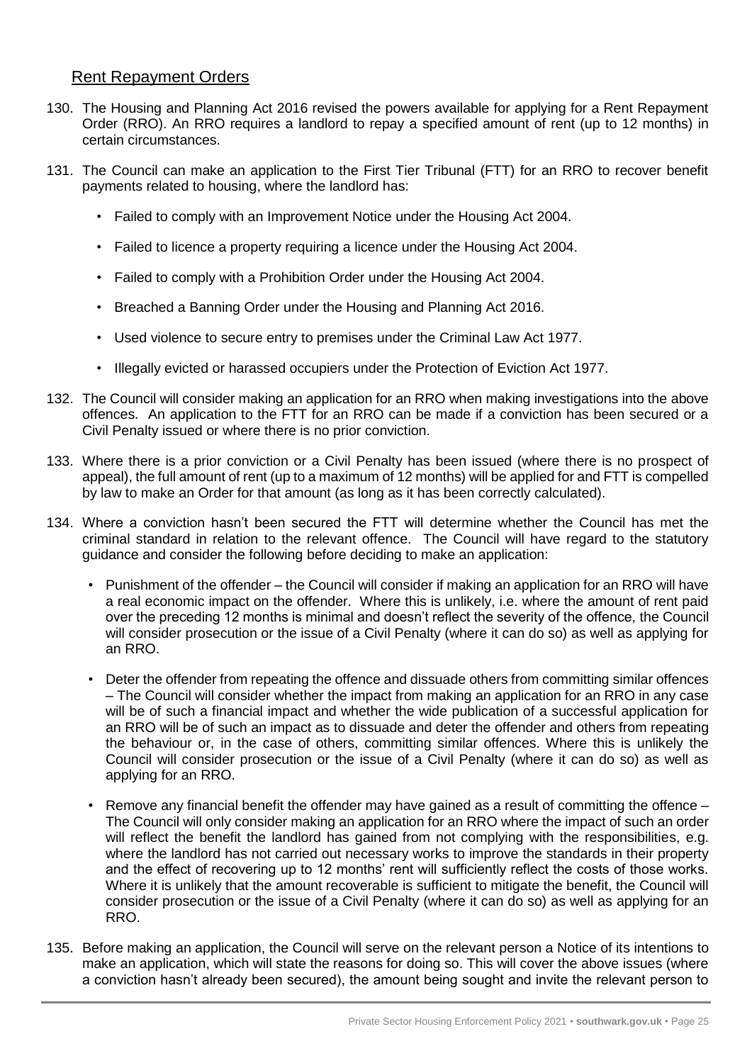## Rent Repayment Orders

130. The Housing and Planning Act 2016 revised the powers available for applying for a Rent Repayment Order (RRO). An RRO requires a landlord to repay a specified amount of rent (up to 12 months) in certain circumstances.

131. The Council can make an application to the First Tier Tribunal (FTT) for an RRO to recover benefit payments related to housing, where the landlord has:

    - Failed to comply with an Improvement Notice under the Housing Act 2004.
    - Failed to licence a property requiring a licence under the Housing Act 2004.
    - Failed to comply with a Prohibition Order under the Housing Act 2004.
    - Breached a Banning Order under the Housing and Planning Act 2016.
    - Used violence to secure entry to premises under the Criminal Law Act 1977.
    - Illegally evicted or harassed occupiers under the Protection of Eviction Act 1977.

132. The Council will consider making an application for an RRO when making investigations into the above offences. An application to the FTT for an RRO can be made if a conviction has been secured or a Civil Penalty issued or where there is no prior conviction.

133. Where there is a prior conviction or a Civil Penalty has been issued (where there is no prospect of appeal), the full amount of rent (up to a maximum of 12 months) will be applied for and FTT is compelled by law to make an Order for that amount (as long as it has been correctly calculated).

134. Where a conviction hasn't been secured the FTT will determine whether the Council has met the criminal standard in relation to the relevant offence. The Council will have regard to the statutory guidance and consider the following before deciding to make an application:

    - Punishment of the offender – the Council will consider if making an application for an RRO will have a real economic impact on the offender. Where this is unlikely, i.e. where the amount of rent paid over the preceding 12 months is minimal and doesn't reflect the severity of the offence, the Council will consider prosecution or the issue of a Civil Penalty (where it can do so) as well as applying for an RRO.
    - Deter the offender from repeating the offence and dissuade others from committing similar offences – The Council will consider whether the impact from making an application for an RRO in any case will be of such a financial impact and whether the wide publication of a successful application for an RRO will be of such an impact as to dissuade and deter the offender and others from repeating the behaviour or, in the case of others, committing similar offences. Where this is unlikely the Council will consider prosecution or the issue of a Civil Penalty (where it can do so) as well as applying for an RRO.
    - Remove any financial benefit the offender may have gained as a result of committing the offence – The Council will only consider making an application for an RRO where the impact of such an order will reflect the benefit the landlord has gained from not complying with the responsibilities, e.g. where the landlord has not carried out necessary works to improve the standards in their property and the effect of recovering up to 12 months' rent will sufficiently reflect the costs of those works. Where it is unlikely that the amount recoverable is sufficient to mitigate the benefit, the Council will consider prosecution or the issue of a Civil Penalty (where it can do so) as well as applying for an RRO.

135. Before making an application, the Council will serve on the relevant person a Notice of its intentions to make an application, which will state the reasons for doing so. This will cover the above issues (where a conviction hasn't already been secured), the amount being sought and invite the relevant person to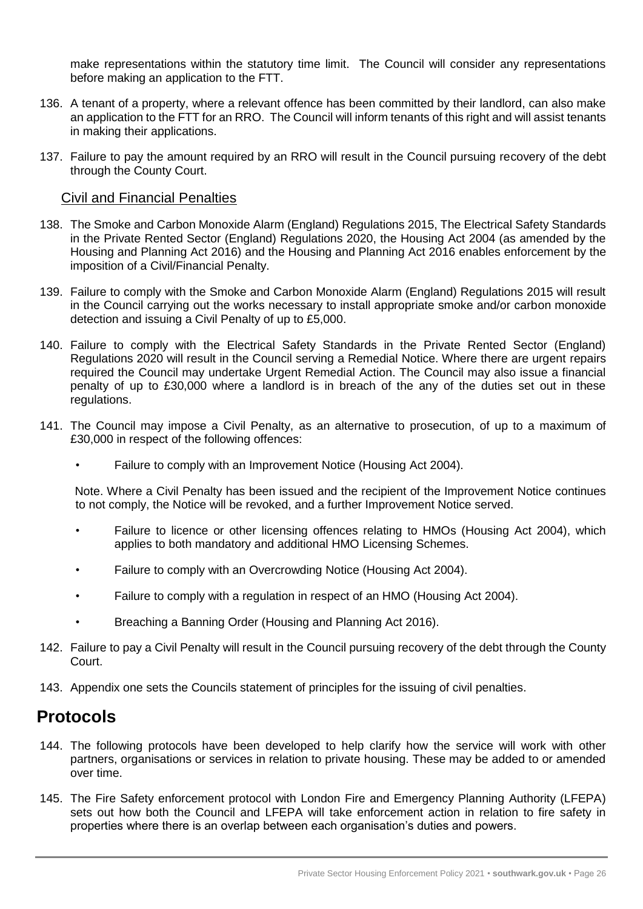make representations within the statutory time limit. The Council will consider any representations before making an application to the FTT.

136. A tenant of a property, where a relevant offence has been committed by their landlord, can also make an application to the FTT for an RRO. The Council will inform tenants of this right and will assist tenants in making their applications.

137. Failure to pay the amount required by an RRO will result in the Council pursuing recovery of the debt through the County Court.

### Civil and Financial Penalties

138. The Smoke and Carbon Monoxide Alarm (England) Regulations 2015, The Electrical Safety Standards in the Private Rented Sector (England) Regulations 2020, the Housing Act 2004 (as amended by the Housing and Planning Act 2016) and the Housing and Planning Act 2016 enables enforcement by the imposition of a Civil/Financial Penalty.

139. Failure to comply with the Smoke and Carbon Monoxide Alarm (England) Regulations 2015 will result in the Council carrying out the works necessary to install appropriate smoke and/or carbon monoxide detection and issuing a Civil Penalty of up to £5,000.

140. Failure to comply with the Electrical Safety Standards in the Private Rented Sector (England) Regulations 2020 will result in the Council serving a Remedial Notice. Where there are urgent repairs required the Council may undertake Urgent Remedial Action. The Council may also issue a financial penalty of up to £30,000 where a landlord is in breach of the any of the duties set out in these regulations.

141. The Council may impose a Civil Penalty, as an alternative to prosecution, of up to a maximum of £30,000 in respect of the following offences:

    - Failure to comply with an Improvement Notice (Housing Act 2004).

    Note. Where a Civil Penalty has been issued and the recipient of the Improvement Notice continues to not comply, the Notice will be revoked, and a further Improvement Notice served.

    - Failure to licence or other licensing offences relating to HMOs (Housing Act 2004), which applies to both mandatory and additional HMO Licensing Schemes.
    - Failure to comply with an Overcrowding Notice (Housing Act 2004).
    - Failure to comply with a regulation in respect of an HMO (Housing Act 2004).
    - Breaching a Banning Order (Housing and Planning Act 2016).

142. Failure to pay a Civil Penalty will result in the Council pursuing recovery of the debt through the County Court.

143. Appendix one sets the Councils statement of principles for the issuing of civil penalties.

## Protocols

144. The following protocols have been developed to help clarify how the service will work with other partners, organisations or services in relation to private housing. These may be added to or amended over time.

145. The Fire Safety enforcement protocol with London Fire and Emergency Planning Authority (LFEPA) sets out how both the Council and LFEPA will take enforcement action in relation to fire safety in properties where there is an overlap between each organisation's duties and powers.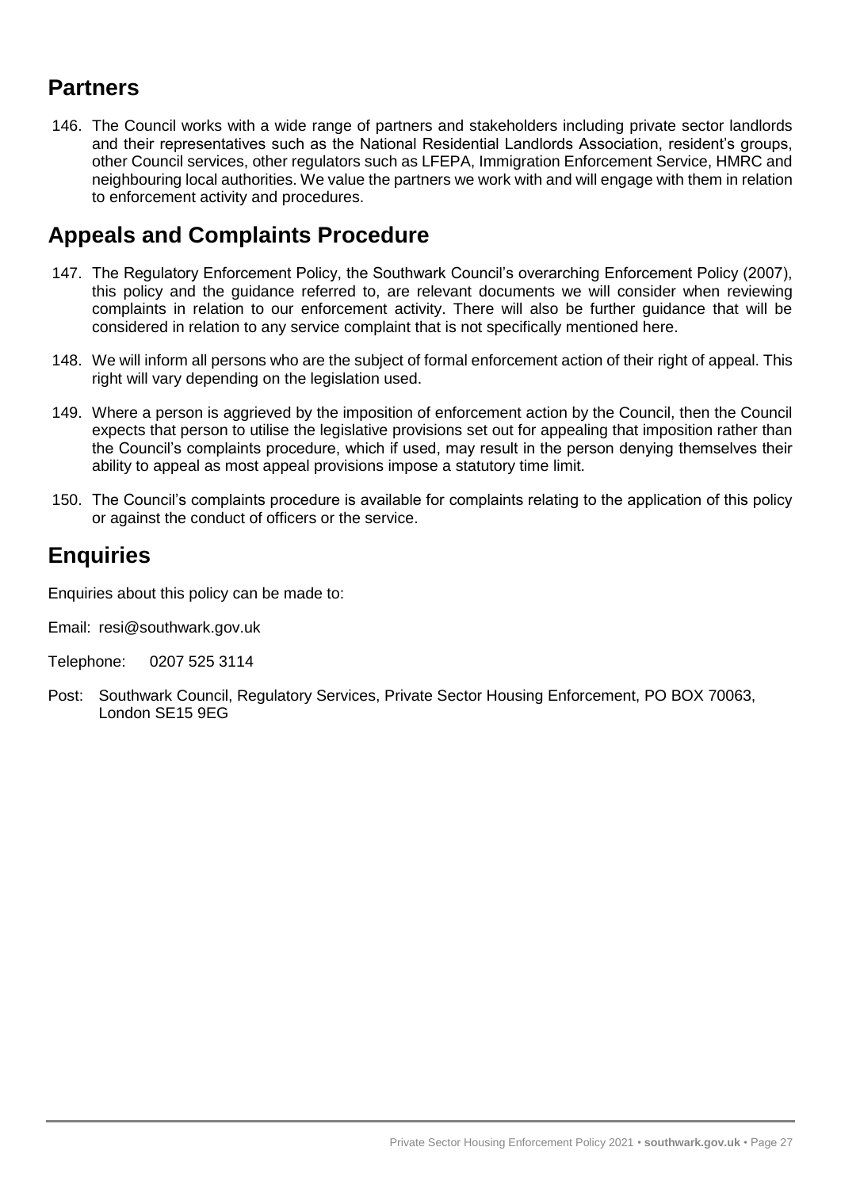## Partners

146. The Council works with a wide range of partners and stakeholders including private sector landlords and their representatives such as the National Residential Landlords Association, resident's groups, other Council services, other regulators such as LFEPA, Immigration Enforcement Service, HMRC and neighbouring local authorities. We value the partners we work with and will engage with them in relation to enforcement activity and procedures.

## Appeals and Complaints Procedure

147. The Regulatory Enforcement Policy, the Southwark Council's overarching Enforcement Policy (2007), this policy and the guidance referred to, are relevant documents we will consider when reviewing complaints in relation to our enforcement activity. There will also be further guidance that will be considered in relation to any service complaint that is not specifically mentioned here.

148. We will inform all persons who are the subject of formal enforcement action of their right of appeal. This right will vary depending on the legislation used.

149. Where a person is aggrieved by the imposition of enforcement action by the Council, then the Council expects that person to utilise the legislative provisions set out for appealing that imposition rather than the Council's complaints procedure, which if used, may result in the person denying themselves their ability to appeal as most appeal provisions impose a statutory time limit.

150. The Council's complaints procedure is available for complaints relating to the application of this policy or against the conduct of officers or the service.

## Enquiries

Enquiries about this policy can be made to:

Email: resi@southwark.gov.uk

Telephone: 0207 525 3114

Post: Southwark Council, Regulatory Services, Private Sector Housing Enforcement, PO BOX 70063, London SE15 9EG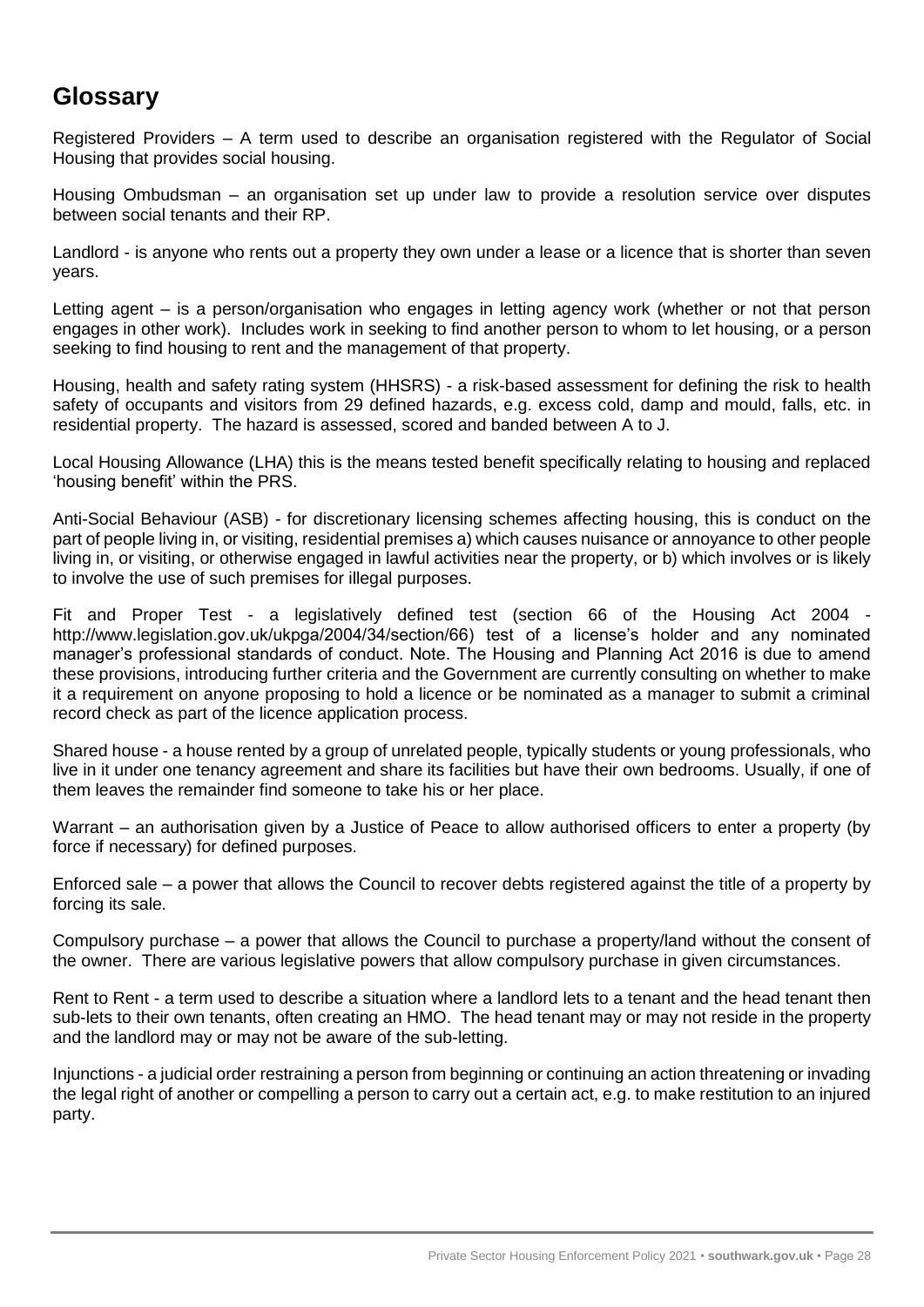## Glossary

Registered Providers – A term used to describe an organisation registered with the Regulator of Social Housing that provides social housing.

Housing Ombudsman – an organisation set up under law to provide a resolution service over disputes between social tenants and their RP.

Landlord - is anyone who rents out a property they own under a lease or a licence that is shorter than seven years.

Letting agent – is a person/organisation who engages in letting agency work (whether or not that person engages in other work). Includes work in seeking to find another person to whom to let housing, or a person seeking to find housing to rent and the management of that property.

Housing, health and safety rating system (HHSRS) - a risk-based assessment for defining the risk to health safety of occupants and visitors from 29 defined hazards, e.g. excess cold, damp and mould, falls, etc. in residential property. The hazard is assessed, scored and banded between A to J.

Local Housing Allowance (LHA) this is the means tested benefit specifically relating to housing and replaced 'housing benefit' within the PRS.

Anti-Social Behaviour (ASB) - for discretionary licensing schemes affecting housing, this is conduct on the part of people living in, or visiting, residential premises a) which causes nuisance or annoyance to other people living in, or visiting, or otherwise engaged in lawful activities near the property, or b) which involves or is likely to involve the use of such premises for illegal purposes.

Fit and Proper Test - a legislatively defined test (section 66 of the Housing Act 2004 - http://www.legislation.gov.uk/ukpga/2004/34/section/66) test of a license's holder and any nominated manager's professional standards of conduct. Note. The Housing and Planning Act 2016 is due to amend these provisions, introducing further criteria and the Government are currently consulting on whether to make it a requirement on anyone proposing to hold a licence or be nominated as a manager to submit a criminal record check as part of the licence application process.

Shared house - a house rented by a group of unrelated people, typically students or young professionals, who live in it under one tenancy agreement and share its facilities but have their own bedrooms. Usually, if one of them leaves the remainder find someone to take his or her place.

Warrant – an authorisation given by a Justice of Peace to allow authorised officers to enter a property (by force if necessary) for defined purposes.

Enforced sale – a power that allows the Council to recover debts registered against the title of a property by forcing its sale.

Compulsory purchase – a power that allows the Council to purchase a property/land without the consent of the owner. There are various legislative powers that allow compulsory purchase in given circumstances.

Rent to Rent - a term used to describe a situation where a landlord lets to a tenant and the head tenant then sub-lets to their own tenants, often creating an HMO. The head tenant may or may not reside in the property and the landlord may or may not be aware of the sub-letting.

Injunctions - a judicial order restraining a person from beginning or continuing an action threatening or invading the legal right of another or compelling a person to carry out a certain act, e.g. to make restitution to an injured party.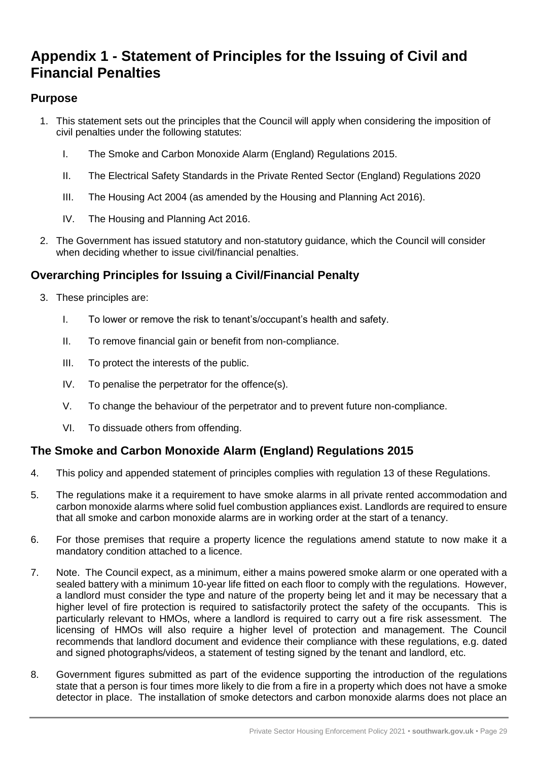# Appendix 1 - Statement of Principles for the Issuing of Civil and Financial Penalties

## Purpose

1. This statement sets out the principles that the Council will apply when considering the imposition of civil penalties under the following statutes:

   I. The Smoke and Carbon Monoxide Alarm (England) Regulations 2015.

   II. The Electrical Safety Standards in the Private Rented Sector (England) Regulations 2020

   III. The Housing Act 2004 (as amended by the Housing and Planning Act 2016).

   IV. The Housing and Planning Act 2016.

2. The Government has issued statutory and non-statutory guidance, which the Council will consider when deciding whether to issue civil/financial penalties.

## Overarching Principles for Issuing a Civil/Financial Penalty

3. These principles are:

   I. To lower or remove the risk to tenant's/occupant's health and safety.

   II. To remove financial gain or benefit from non-compliance.

   III. To protect the interests of the public.

   IV. To penalise the perpetrator for the offence(s).

   V. To change the behaviour of the perpetrator and to prevent future non-compliance.

   VI. To dissuade others from offending.

## The Smoke and Carbon Monoxide Alarm (England) Regulations 2015

4. This policy and appended statement of principles complies with regulation 13 of these Regulations.

5. The regulations make it a requirement to have smoke alarms in all private rented accommodation and carbon monoxide alarms where solid fuel combustion appliances exist. Landlords are required to ensure that all smoke and carbon monoxide alarms are in working order at the start of a tenancy.

6. For those premises that require a property licence the regulations amend statute to now make it a mandatory condition attached to a licence.

7. Note. The Council expect, as a minimum, either a mains powered smoke alarm or one operated with a sealed battery with a minimum 10-year life fitted on each floor to comply with the regulations. However, a landlord must consider the type and nature of the property being let and it may be necessary that a higher level of fire protection is required to satisfactorily protect the safety of the occupants. This is particularly relevant to HMOs, where a landlord is required to carry out a fire risk assessment. The licensing of HMOs will also require a higher level of protection and management. The Council recommends that landlord document and evidence their compliance with these regulations, e.g. dated and signed photographs/videos, a statement of testing signed by the tenant and landlord, etc.

8. Government figures submitted as part of the evidence supporting the introduction of the regulations state that a person is four times more likely to die from a fire in a property which does not have a smoke detector in place. The installation of smoke detectors and carbon monoxide alarms does not place an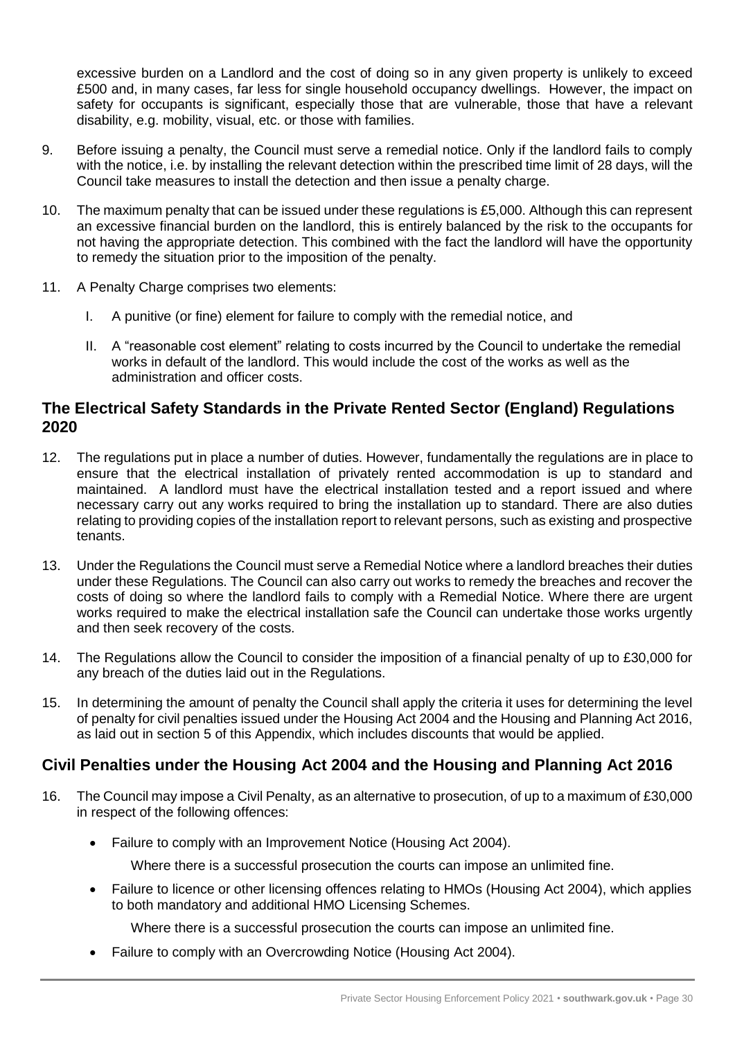excessive burden on a Landlord and the cost of doing so in any given property is unlikely to exceed £500 and, in many cases, far less for single household occupancy dwellings. However, the impact on safety for occupants is significant, especially those that are vulnerable, those that have a relevant disability, e.g. mobility, visual, etc. or those with families.

9. Before issuing a penalty, the Council must serve a remedial notice. Only if the landlord fails to comply with the notice, i.e. by installing the relevant detection within the prescribed time limit of 28 days, will the Council take measures to install the detection and then issue a penalty charge.

10. The maximum penalty that can be issued under these regulations is £5,000. Although this can represent an excessive financial burden on the landlord, this is entirely balanced by the risk to the occupants for not having the appropriate detection. This combined with the fact the landlord will have the opportunity to remedy the situation prior to the imposition of the penalty.

11. A Penalty Charge comprises two elements:

    I. A punitive (or fine) element for failure to comply with the remedial notice, and

    II. A "reasonable cost element" relating to costs incurred by the Council to undertake the remedial works in default of the landlord. This would include the cost of the works as well as the administration and officer costs.

## The Electrical Safety Standards in the Private Rented Sector (England) Regulations 2020

12. The regulations put in place a number of duties. However, fundamentally the regulations are in place to ensure that the electrical installation of privately rented accommodation is up to standard and maintained. A landlord must have the electrical installation tested and a report issued and where necessary carry out any works required to bring the installation up to standard. There are also duties relating to providing copies of the installation report to relevant persons, such as existing and prospective tenants.

13. Under the Regulations the Council must serve a Remedial Notice where a landlord breaches their duties under these Regulations. The Council can also carry out works to remedy the breaches and recover the costs of doing so where the landlord fails to comply with a Remedial Notice. Where there are urgent works required to make the electrical installation safe the Council can undertake those works urgently and then seek recovery of the costs.

14. The Regulations allow the Council to consider the imposition of a financial penalty of up to £30,000 for any breach of the duties laid out in the Regulations.

15. In determining the amount of penalty the Council shall apply the criteria it uses for determining the level of penalty for civil penalties issued under the Housing Act 2004 and the Housing and Planning Act 2016, as laid out in section 5 of this Appendix, which includes discounts that would be applied.

## Civil Penalties under the Housing Act 2004 and the Housing and Planning Act 2016

16. The Council may impose a Civil Penalty, as an alternative to prosecution, of up to a maximum of £30,000 in respect of the following offences:

    - Failure to comply with an Improvement Notice (Housing Act 2004).

      Where there is a successful prosecution the courts can impose an unlimited fine.

    - Failure to licence or other licensing offences relating to HMOs (Housing Act 2004), which applies to both mandatory and additional HMO Licensing Schemes.

      Where there is a successful prosecution the courts can impose an unlimited fine.

    - Failure to comply with an Overcrowding Notice (Housing Act 2004).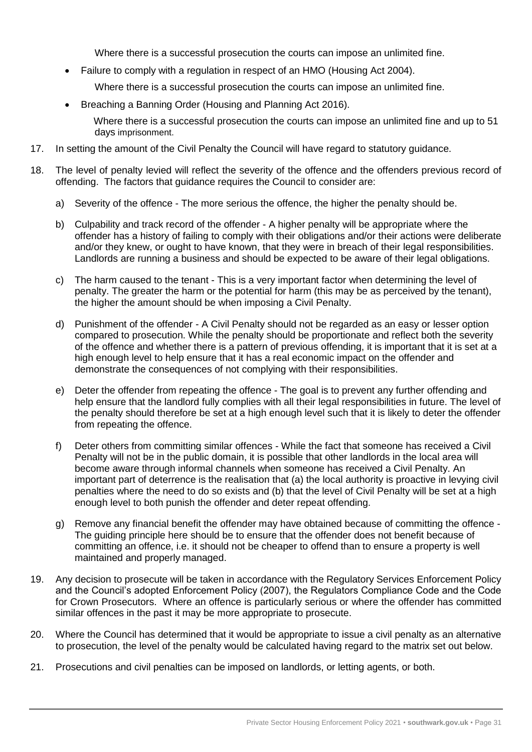Where there is a successful prosecution the courts can impose an unlimited fine.

- Failure to comply with a regulation in respect of an HMO (Housing Act 2004).

  Where there is a successful prosecution the courts can impose an unlimited fine.

- Breaching a Banning Order (Housing and Planning Act 2016).

  Where there is a successful prosecution the courts can impose an unlimited fine and up to 51 days imprisonment.

17. In setting the amount of the Civil Penalty the Council will have regard to statutory guidance.

18. The level of penalty levied will reflect the severity of the offence and the offenders previous record of offending. The factors that guidance requires the Council to consider are:

    a) Severity of the offence - The more serious the offence, the higher the penalty should be.

    b) Culpability and track record of the offender - A higher penalty will be appropriate where the offender has a history of failing to comply with their obligations and/or their actions were deliberate and/or they knew, or ought to have known, that they were in breach of their legal responsibilities. Landlords are running a business and should be expected to be aware of their legal obligations.

    c) The harm caused to the tenant - This is a very important factor when determining the level of penalty. The greater the harm or the potential for harm (this may be as perceived by the tenant), the higher the amount should be when imposing a Civil Penalty.

    d) Punishment of the offender - A Civil Penalty should not be regarded as an easy or lesser option compared to prosecution. While the penalty should be proportionate and reflect both the severity of the offence and whether there is a pattern of previous offending, it is important that it is set at a high enough level to help ensure that it has a real economic impact on the offender and demonstrate the consequences of not complying with their responsibilities.

    e) Deter the offender from repeating the offence - The goal is to prevent any further offending and help ensure that the landlord fully complies with all their legal responsibilities in future. The level of the penalty should therefore be set at a high enough level such that it is likely to deter the offender from repeating the offence.

    f) Deter others from committing similar offences - While the fact that someone has received a Civil Penalty will not be in the public domain, it is possible that other landlords in the local area will become aware through informal channels when someone has received a Civil Penalty. An important part of deterrence is the realisation that (a) the local authority is proactive in levying civil penalties where the need to do so exists and (b) that the level of Civil Penalty will be set at a high enough level to both punish the offender and deter repeat offending.

    g) Remove any financial benefit the offender may have obtained because of committing the offence - The guiding principle here should be to ensure that the offender does not benefit because of committing an offence, i.e. it should not be cheaper to offend than to ensure a property is well maintained and properly managed.

19. Any decision to prosecute will be taken in accordance with the Regulatory Services Enforcement Policy and the Council's adopted Enforcement Policy (2007), the Regulators Compliance Code and the Code for Crown Prosecutors. Where an offence is particularly serious or where the offender has committed similar offences in the past it may be more appropriate to prosecute.

20. Where the Council has determined that it would be appropriate to issue a civil penalty as an alternative to prosecution, the level of the penalty would be calculated having regard to the matrix set out below.

21. Prosecutions and civil penalties can be imposed on landlords, or letting agents, or both.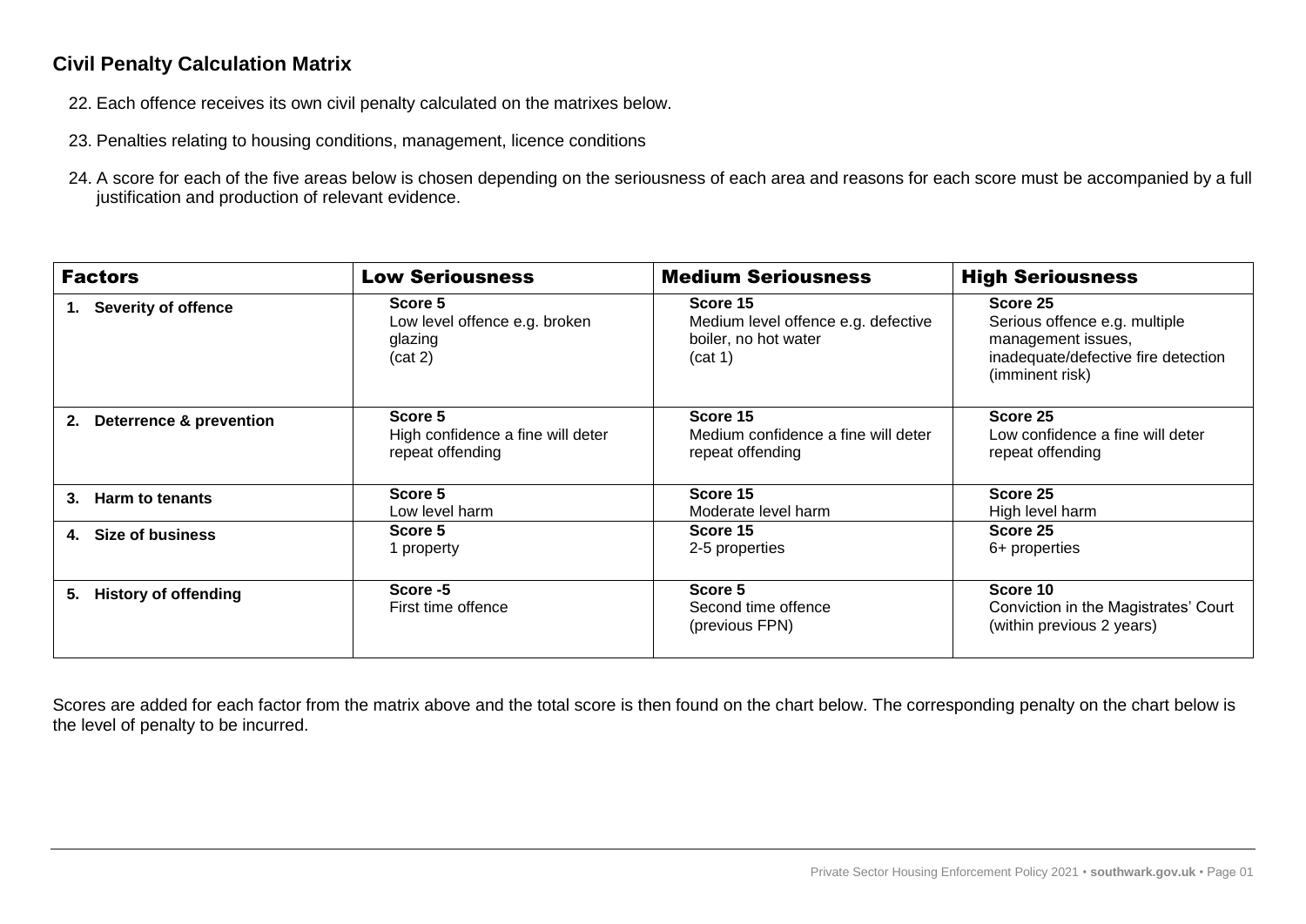## Civil Penalty Calculation Matrix

22. Each offence receives its own civil penalty calculated on the matrixes below.

23. Penalties relating to housing conditions, management, licence conditions

24. A score for each of the five areas below is chosen depending on the seriousness of each area and reasons for each score must be accompanied by a full justification and production of relevant evidence.

| Factors | Low Seriousness | Medium Seriousness | High Seriousness |
|---|---|---|---|
| 1. **Severity of offence** | **Score 5**<br>Low level offence e.g. broken glazing<br>(cat 2) | **Score 15**<br>Medium level offence e.g. defective boiler, no hot water<br>(cat 1) | **Score 25**<br>Serious offence e.g. multiple management issues, inadequate/defective fire detection (imminent risk) |
| 2. **Deterrence & prevention** | **Score 5**<br>High confidence a fine will deter repeat offending | **Score 15**<br>Medium confidence a fine will deter repeat offending | **Score 25**<br>Low confidence a fine will deter repeat offending |
| 3. **Harm to tenants** | **Score 5**<br>Low level harm | **Score 15**<br>Moderate level harm | **Score 25**<br>High level harm |
| 4. **Size of business** | **Score 5**<br>1 property | **Score 15**<br>2-5 properties | **Score 25**<br>6+ properties |
| 5. **History of offending** | **Score -5**<br>First time offence | **Score 5**<br>Second time offence<br>(previous FPN) | **Score 10**<br>Conviction in the Magistrates' Court (within previous 2 years) |

Scores are added for each factor from the matrix above and the total score is then found on the chart below. The corresponding penalty on the chart below is the level of penalty to be incurred.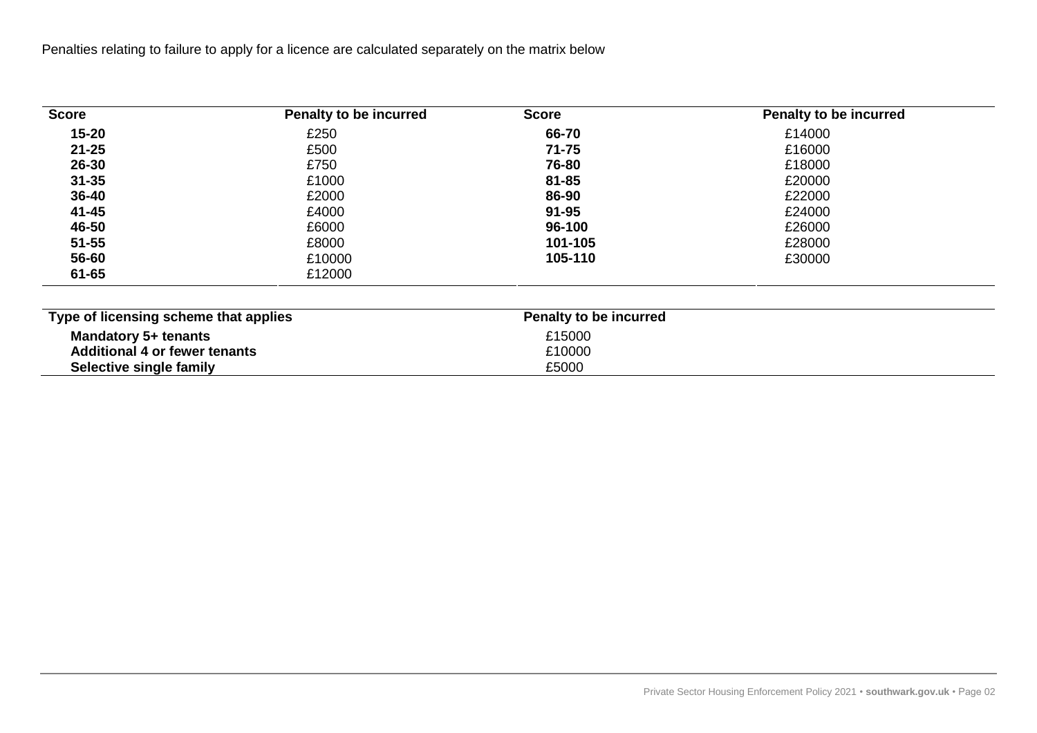Penalties relating to failure to apply for a licence are calculated separately on the matrix below

| Score | Penalty to be incurred | Score | Penalty to be incurred |
|---|---|---|---|
| **15-20** | £250 | **66-70** | £14000 |
| **21-25** | £500 | **71-75** | £16000 |
| **26-30** | £750 | **76-80** | £18000 |
| **31-35** | £1000 | **81-85** | £20000 |
| **36-40** | £2000 | **86-90** | £22000 |
| **41-45** | £4000 | **91-95** | £24000 |
| **46-50** | £6000 | **96-100** | £26000 |
| **51-55** | £8000 | **101-105** | £28000 |
| **56-60** | £10000 | **105-110** | £30000 |
| **61-65** | £12000 | | |

| Type of licensing scheme that applies | Penalty to be incurred |
|---|---|
| **Mandatory 5+ tenants** | £15000 |
| **Additional 4 or fewer tenants** | £10000 |
| **Selective single family** | £5000 |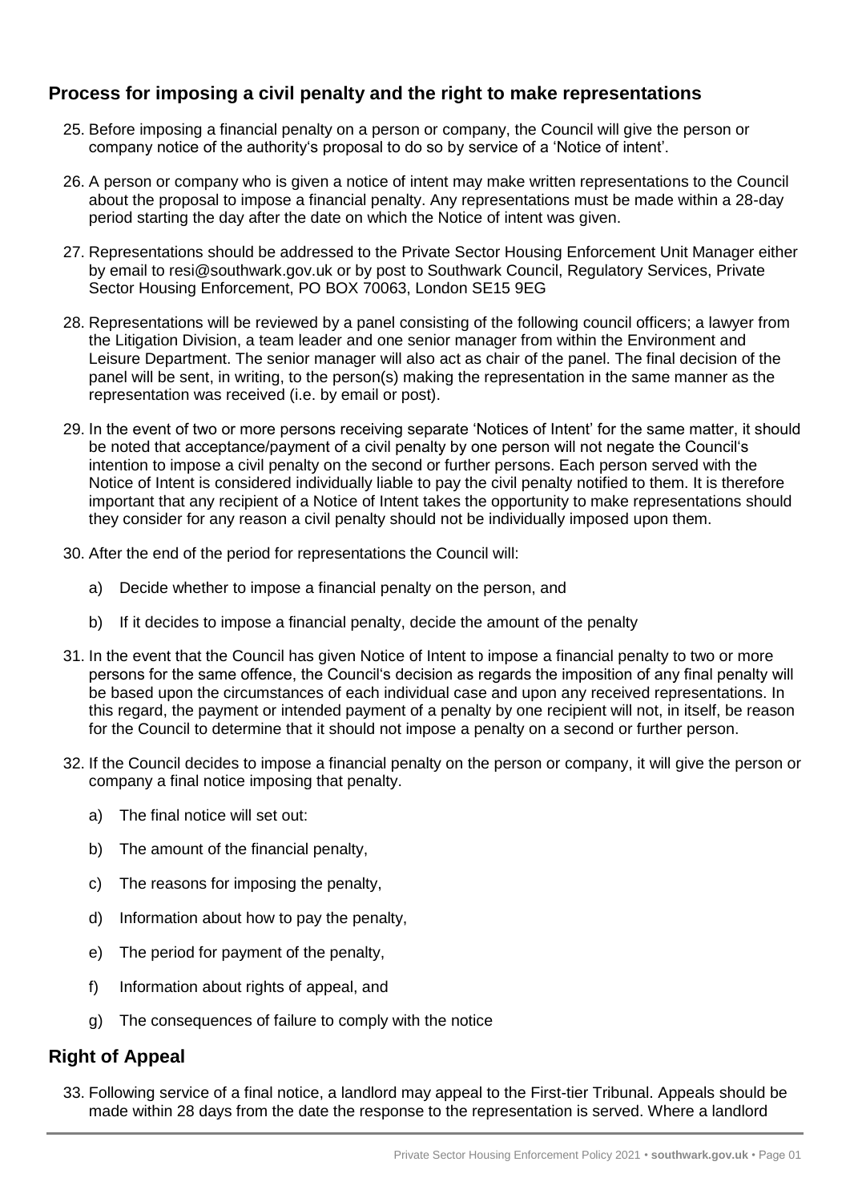## Process for imposing a civil penalty and the right to make representations

25. Before imposing a financial penalty on a person or company, the Council will give the person or company notice of the authority's proposal to do so by service of a 'Notice of intent'.

26. A person or company who is given a notice of intent may make written representations to the Council about the proposal to impose a financial penalty. Any representations must be made within a 28-day period starting the day after the date on which the Notice of intent was given.

27. Representations should be addressed to the Private Sector Housing Enforcement Unit Manager either by email to resi@southwark.gov.uk or by post to Southwark Council, Regulatory Services, Private Sector Housing Enforcement, PO BOX 70063, London SE15 9EG

28. Representations will be reviewed by a panel consisting of the following council officers; a lawyer from the Litigation Division, a team leader and one senior manager from within the Environment and Leisure Department. The senior manager will also act as chair of the panel. The final decision of the panel will be sent, in writing, to the person(s) making the representation in the same manner as the representation was received (i.e. by email or post).

29. In the event of two or more persons receiving separate 'Notices of Intent' for the same matter, it should be noted that acceptance/payment of a civil penalty by one person will not negate the Council's intention to impose a civil penalty on the second or further persons. Each person served with the Notice of Intent is considered individually liable to pay the civil penalty notified to them. It is therefore important that any recipient of a Notice of Intent takes the opportunity to make representations should they consider for any reason a civil penalty should not be individually imposed upon them.

30. After the end of the period for representations the Council will:

    a) Decide whether to impose a financial penalty on the person, and

    b) If it decides to impose a financial penalty, decide the amount of the penalty

31. In the event that the Council has given Notice of Intent to impose a financial penalty to two or more persons for the same offence, the Council's decision as regards the imposition of any final penalty will be based upon the circumstances of each individual case and upon any received representations. In this regard, the payment or intended payment of a penalty by one recipient will not, in itself, be reason for the Council to determine that it should not impose a penalty on a second or further person.

32. If the Council decides to impose a financial penalty on the person or company, it will give the person or company a final notice imposing that penalty.

    a) The final notice will set out:

    b) The amount of the financial penalty,

    c) The reasons for imposing the penalty,

    d) Information about how to pay the penalty,

    e) The period for payment of the penalty,

    f) Information about rights of appeal, and

    g) The consequences of failure to comply with the notice

## Right of Appeal

33. Following service of a final notice, a landlord may appeal to the First-tier Tribunal. Appeals should be made within 28 days from the date the response to the representation is served. Where a landlord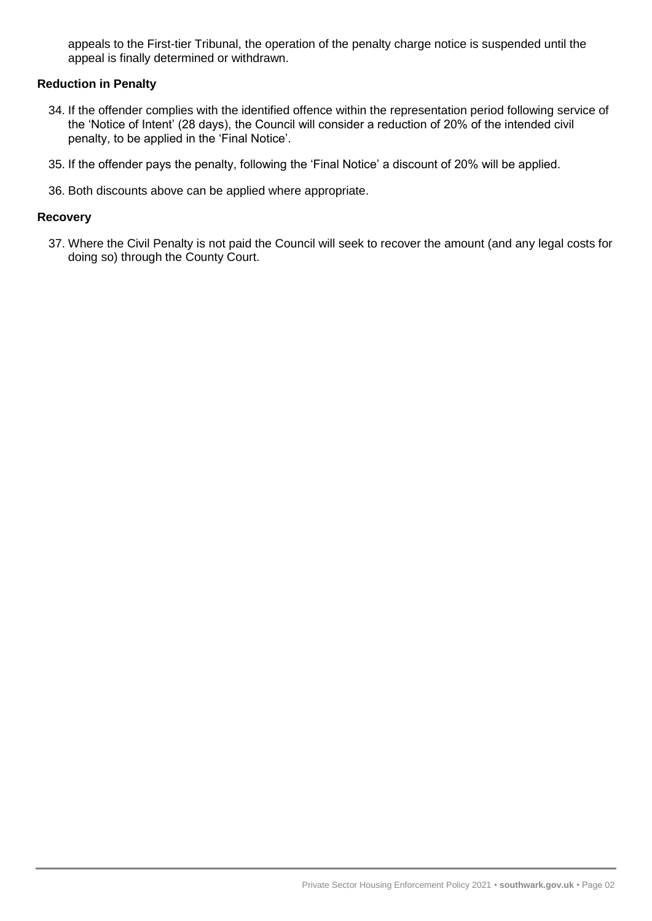appeals to the First-tier Tribunal, the operation of the penalty charge notice is suspended until the appeal is finally determined or withdrawn.

**Reduction in Penalty**

34. If the offender complies with the identified offence within the representation period following service of the 'Notice of Intent' (28 days), the Council will consider a reduction of 20% of the intended civil penalty, to be applied in the 'Final Notice'.

35. If the offender pays the penalty, following the 'Final Notice' a discount of 20% will be applied.

36. Both discounts above can be applied where appropriate.

**Recovery**

37. Where the Civil Penalty is not paid the Council will seek to recover the amount (and any legal costs for doing so) through the County Court.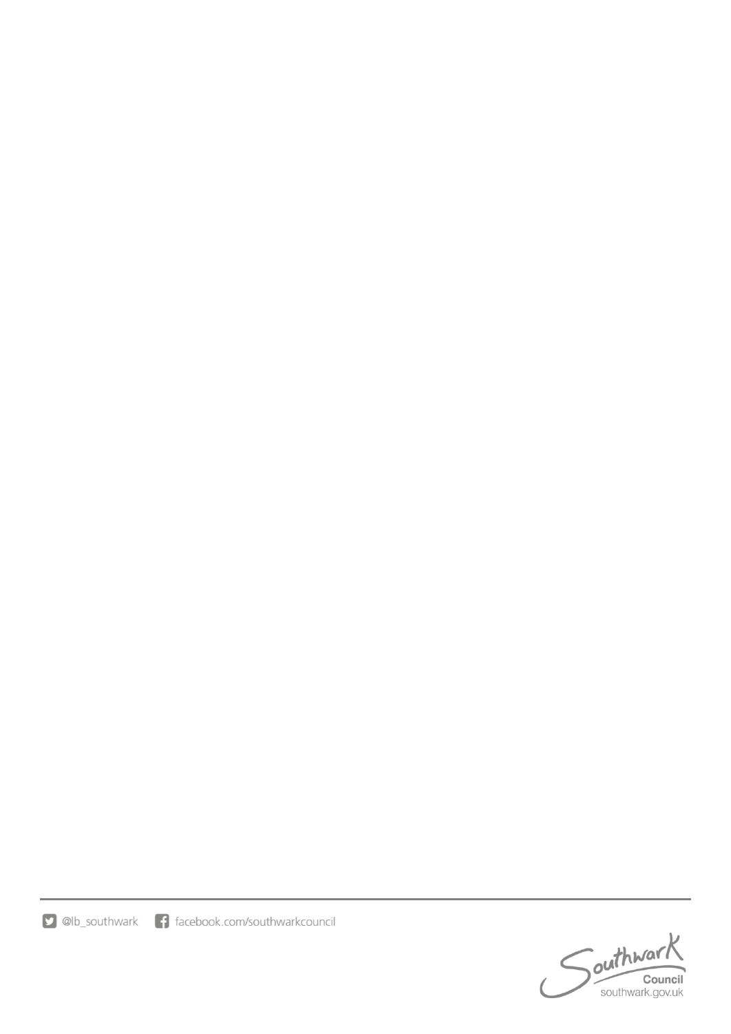@lb_southwark facebook.com/southwarkcouncil

Southwark Council

southwark.gov.uk